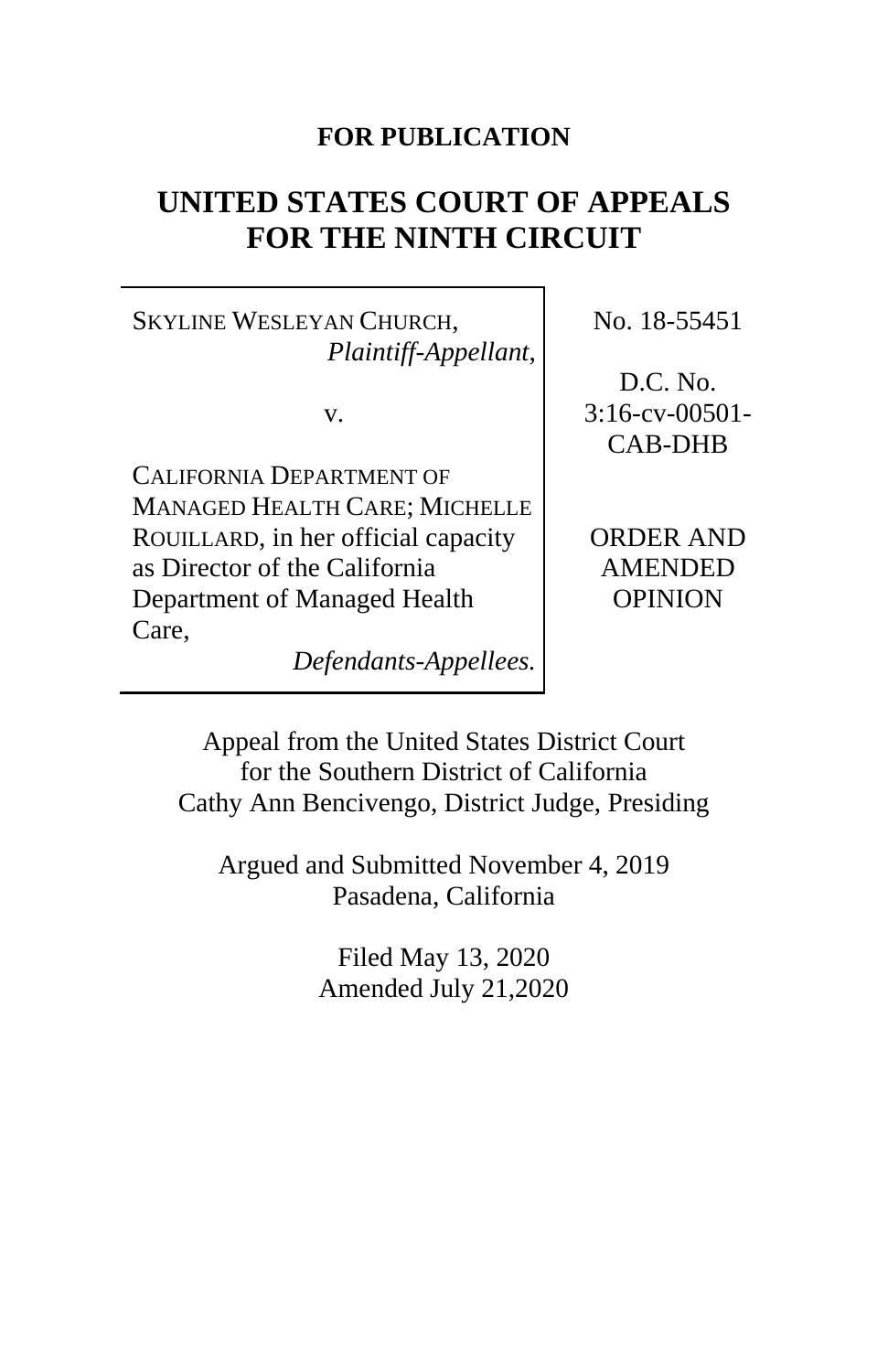**FOR PUBLICATION**

# UNITED STATES COURT OF APPEALS FOR THE NINTH CIRCUIT

| | |
|---|---|
| SKYLINE WESLEYAN CHURCH, *Plaintiff-Appellant*,<br><br>v.<br><br>CALIFORNIA DEPARTMENT OF MANAGED HEALTH CARE; MICHELLE ROUILLARD, in her official capacity as Director of the California Department of Managed Health Care, *Defendants-Appellees.* | No. 18-55451<br><br>D.C. No. 3:16-cv-00501-CAB-DHB<br><br>ORDER AND AMENDED OPINION |

Appeal from the United States District Court for the Southern District of California
Cathy Ann Bencivengo, District Judge, Presiding

Argued and Submitted November 4, 2019
Pasadena, California

Filed May 13, 2020
Amended July 21,2020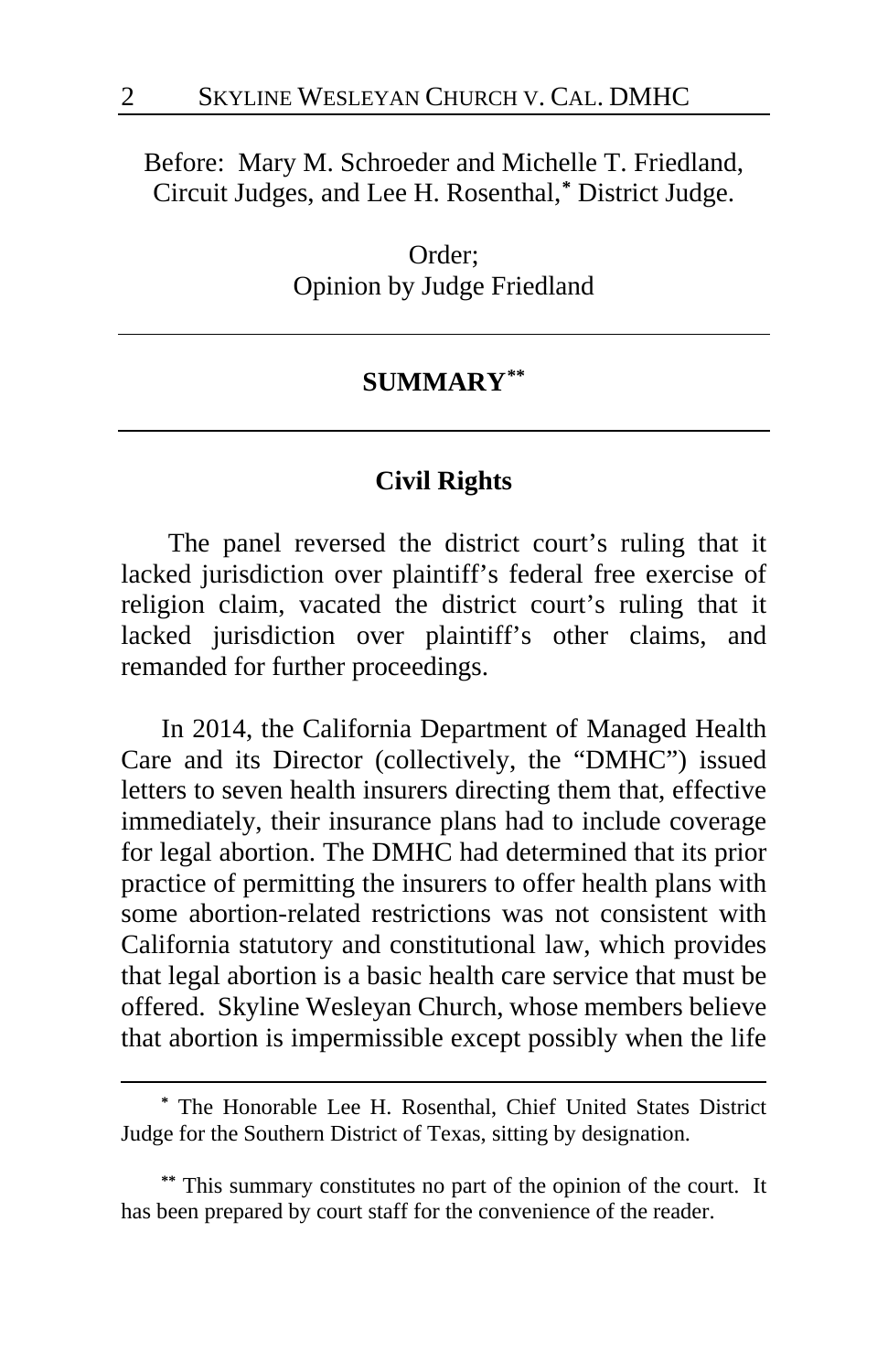Before: Mary M. Schroeder and Michelle T. Friedland, Circuit Judges, and Lee H. Rosenthal,[*] District Judge.

Order;
Opinion by Judge Friedland

## SUMMARY[**]

### Civil Rights

The panel reversed the district court's ruling that it lacked jurisdiction over plaintiff's federal free exercise of religion claim, vacated the district court's ruling that it lacked jurisdiction over plaintiff's other claims, and remanded for further proceedings.

In 2014, the California Department of Managed Health Care and its Director (collectively, the "DMHC") issued letters to seven health insurers directing them that, effective immediately, their insurance plans had to include coverage for legal abortion. The DMHC had determined that its prior practice of permitting the insurers to offer health plans with some abortion-related restrictions was not consistent with California statutory and constitutional law, which provides that legal abortion is a basic health care service that must be offered. Skyline Wesleyan Church, whose members believe that abortion is impermissible except possibly when the life

---

[*] The Honorable Lee H. Rosenthal, Chief United States District Judge for the Southern District of Texas, sitting by designation.

[**] This summary constitutes no part of the opinion of the court. It has been prepared by court staff for the convenience of the reader.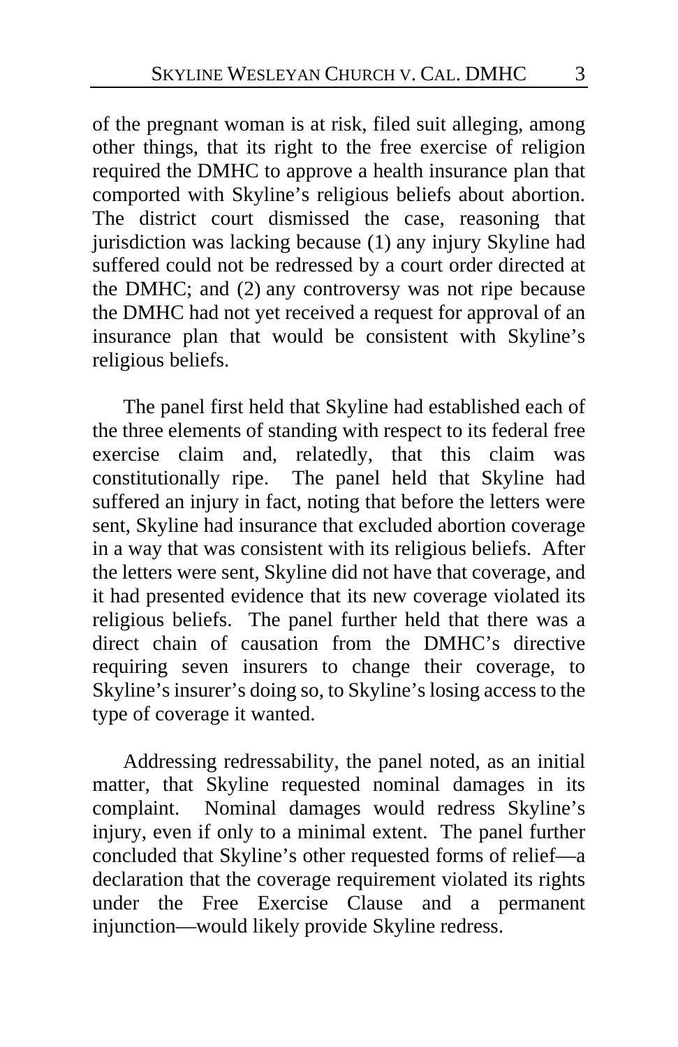of the pregnant woman is at risk, filed suit alleging, among other things, that its right to the free exercise of religion required the DMHC to approve a health insurance plan that comported with Skyline's religious beliefs about abortion. The district court dismissed the case, reasoning that jurisdiction was lacking because (1) any injury Skyline had suffered could not be redressed by a court order directed at the DMHC; and (2) any controversy was not ripe because the DMHC had not yet received a request for approval of an insurance plan that would be consistent with Skyline's religious beliefs.

The panel first held that Skyline had established each of the three elements of standing with respect to its federal free exercise claim and, relatedly, that this claim was constitutionally ripe. The panel held that Skyline had suffered an injury in fact, noting that before the letters were sent, Skyline had insurance that excluded abortion coverage in a way that was consistent with its religious beliefs. After the letters were sent, Skyline did not have that coverage, and it had presented evidence that its new coverage violated its religious beliefs. The panel further held that there was a direct chain of causation from the DMHC's directive requiring seven insurers to change their coverage, to Skyline's insurer's doing so, to Skyline's losing access to the type of coverage it wanted.

Addressing redressability, the panel noted, as an initial matter, that Skyline requested nominal damages in its complaint. Nominal damages would redress Skyline's injury, even if only to a minimal extent. The panel further concluded that Skyline's other requested forms of relief—a declaration that the coverage requirement violated its rights under the Free Exercise Clause and a permanent injunction—would likely provide Skyline redress.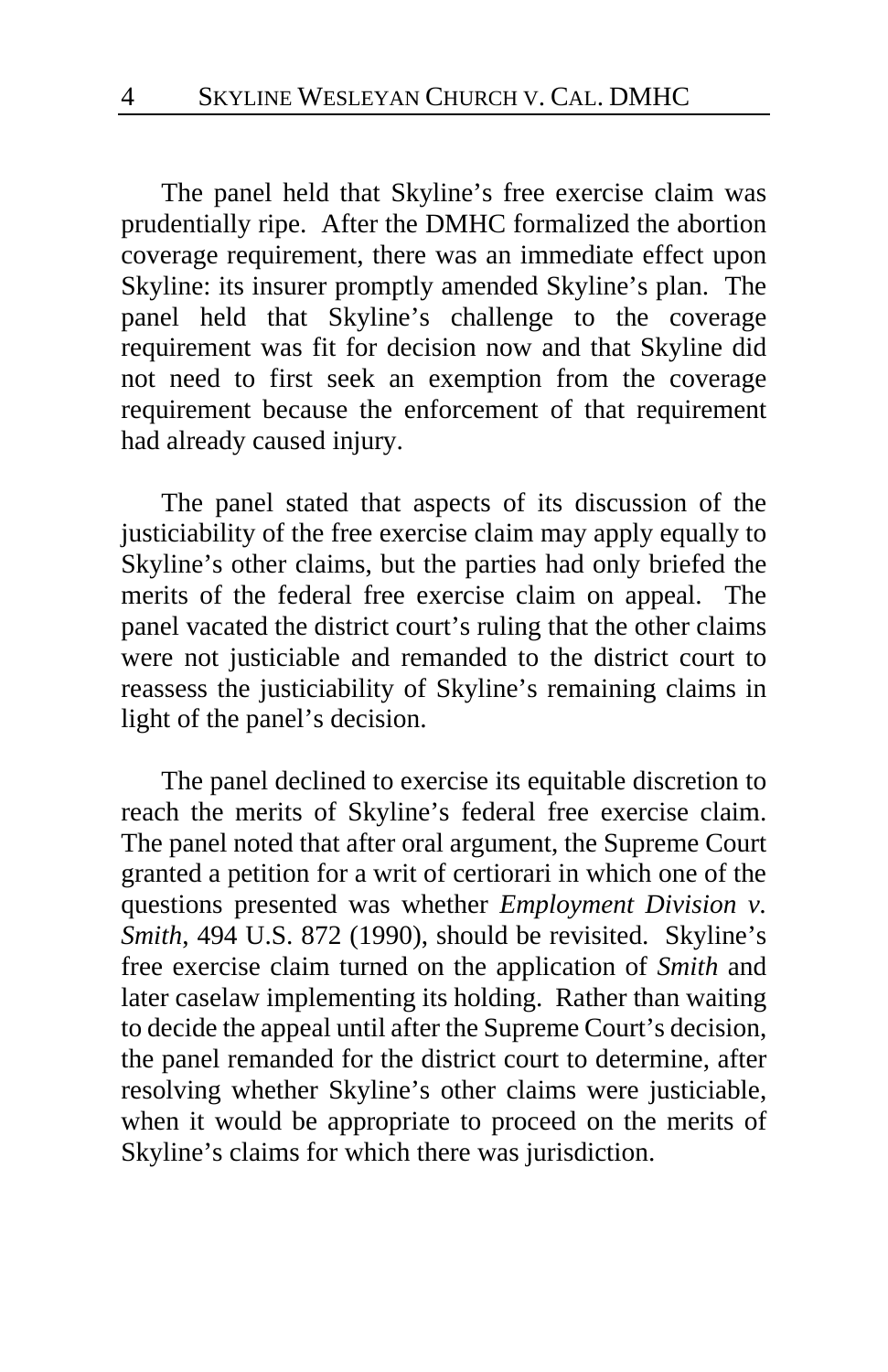The panel held that Skyline's free exercise claim was prudentially ripe. After the DMHC formalized the abortion coverage requirement, there was an immediate effect upon Skyline: its insurer promptly amended Skyline's plan. The panel held that Skyline's challenge to the coverage requirement was fit for decision now and that Skyline did not need to first seek an exemption from the coverage requirement because the enforcement of that requirement had already caused injury.

The panel stated that aspects of its discussion of the justiciability of the free exercise claim may apply equally to Skyline's other claims, but the parties had only briefed the merits of the federal free exercise claim on appeal. The panel vacated the district court's ruling that the other claims were not justiciable and remanded to the district court to reassess the justiciability of Skyline's remaining claims in light of the panel's decision.

The panel declined to exercise its equitable discretion to reach the merits of Skyline's federal free exercise claim. The panel noted that after oral argument, the Supreme Court granted a petition for a writ of certiorari in which one of the questions presented was whether *Employment Division v. Smith*, 494 U.S. 872 (1990), should be revisited. Skyline's free exercise claim turned on the application of *Smith* and later caselaw implementing its holding. Rather than waiting to decide the appeal until after the Supreme Court's decision, the panel remanded for the district court to determine, after resolving whether Skyline's other claims were justiciable, when it would be appropriate to proceed on the merits of Skyline's claims for which there was jurisdiction.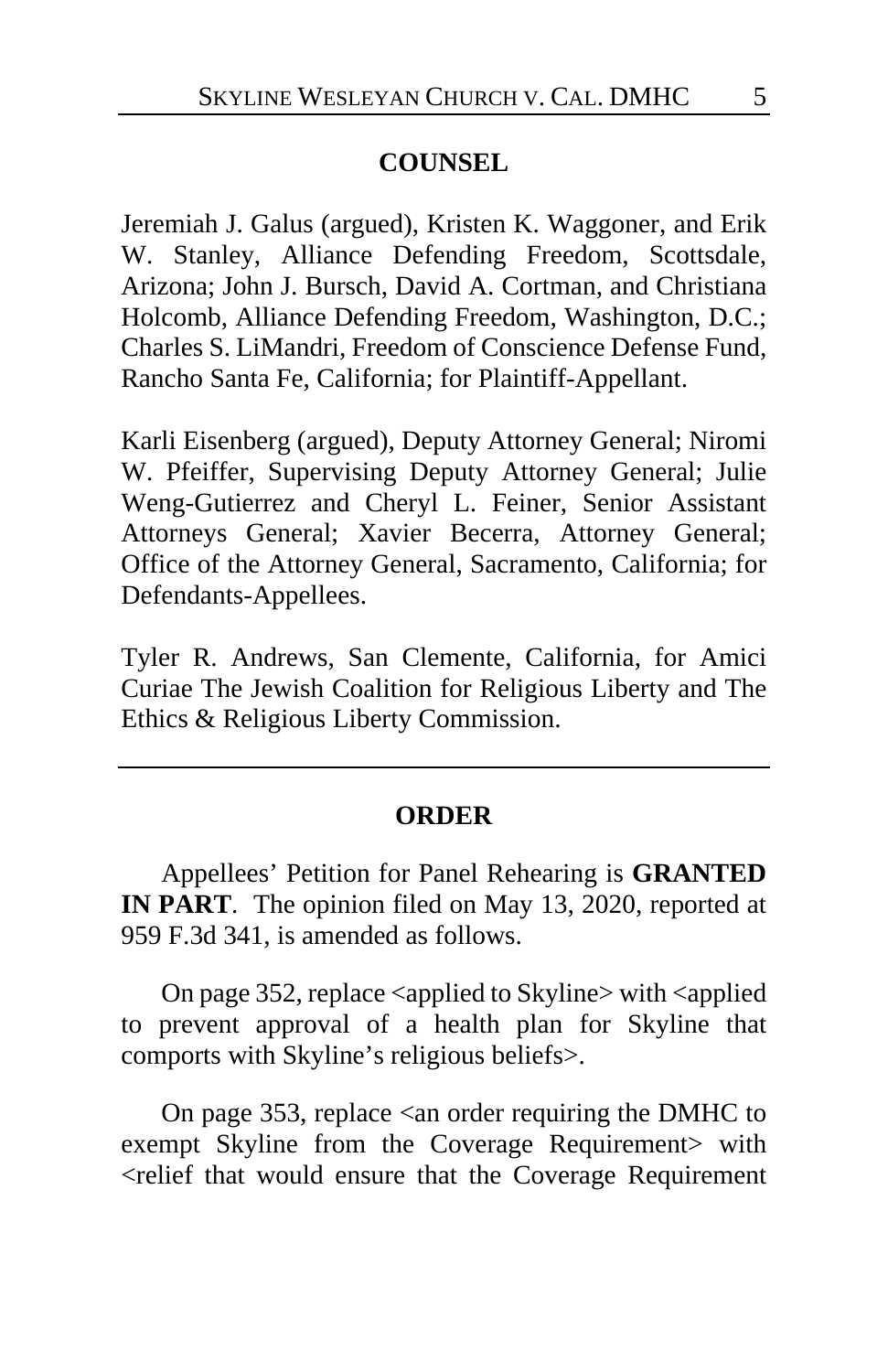## COUNSEL

Jeremiah J. Galus (argued), Kristen K. Waggoner, and Erik W. Stanley, Alliance Defending Freedom, Scottsdale, Arizona; John J. Bursch, David A. Cortman, and Christiana Holcomb, Alliance Defending Freedom, Washington, D.C.; Charles S. LiMandri, Freedom of Conscience Defense Fund, Rancho Santa Fe, California; for Plaintiff-Appellant.

Karli Eisenberg (argued), Deputy Attorney General; Niromi W. Pfeiffer, Supervising Deputy Attorney General; Julie Weng-Gutierrez and Cheryl L. Feiner, Senior Assistant Attorneys General; Xavier Becerra, Attorney General; Office of the Attorney General, Sacramento, California; for Defendants-Appellees.

Tyler R. Andrews, San Clemente, California, for Amici Curiae The Jewish Coalition for Religious Liberty and The Ethics & Religious Liberty Commission.

---

## ORDER

Appellees' Petition for Panel Rehearing is **GRANTED IN PART**. The opinion filed on May 13, 2020, reported at 959 F.3d 341, is amended as follows.

On page 352, replace <applied to Skyline> with <applied to prevent approval of a health plan for Skyline that comports with Skyline's religious beliefs>.

On page 353, replace <an order requiring the DMHC to exempt Skyline from the Coverage Requirement> with <relief that would ensure that the Coverage Requirement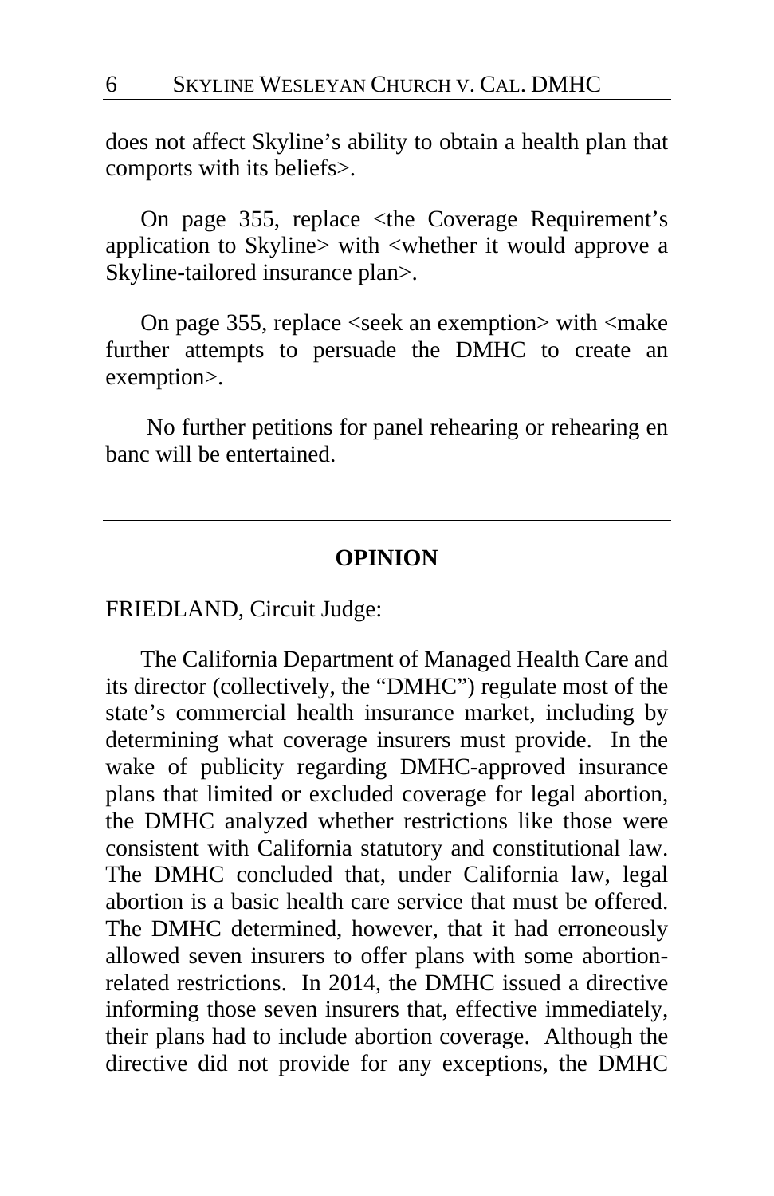does not affect Skyline's ability to obtain a health plan that comports with its beliefs>.

On page 355, replace <the Coverage Requirement's application to Skyline> with <whether it would approve a Skyline-tailored insurance plan>.

On page 355, replace <seek an exemption> with <make further attempts to persuade the DMHC to create an exemption>.

No further petitions for panel rehearing or rehearing en banc will be entertained.

---

## OPINION

FRIEDLAND, Circuit Judge:

The California Department of Managed Health Care and its director (collectively, the "DMHC") regulate most of the state's commercial health insurance market, including by determining what coverage insurers must provide. In the wake of publicity regarding DMHC-approved insurance plans that limited or excluded coverage for legal abortion, the DMHC analyzed whether restrictions like those were consistent with California statutory and constitutional law. The DMHC concluded that, under California law, legal abortion is a basic health care service that must be offered. The DMHC determined, however, that it had erroneously allowed seven insurers to offer plans with some abortion-related restrictions. In 2014, the DMHC issued a directive informing those seven insurers that, effective immediately, their plans had to include abortion coverage. Although the directive did not provide for any exceptions, the DMHC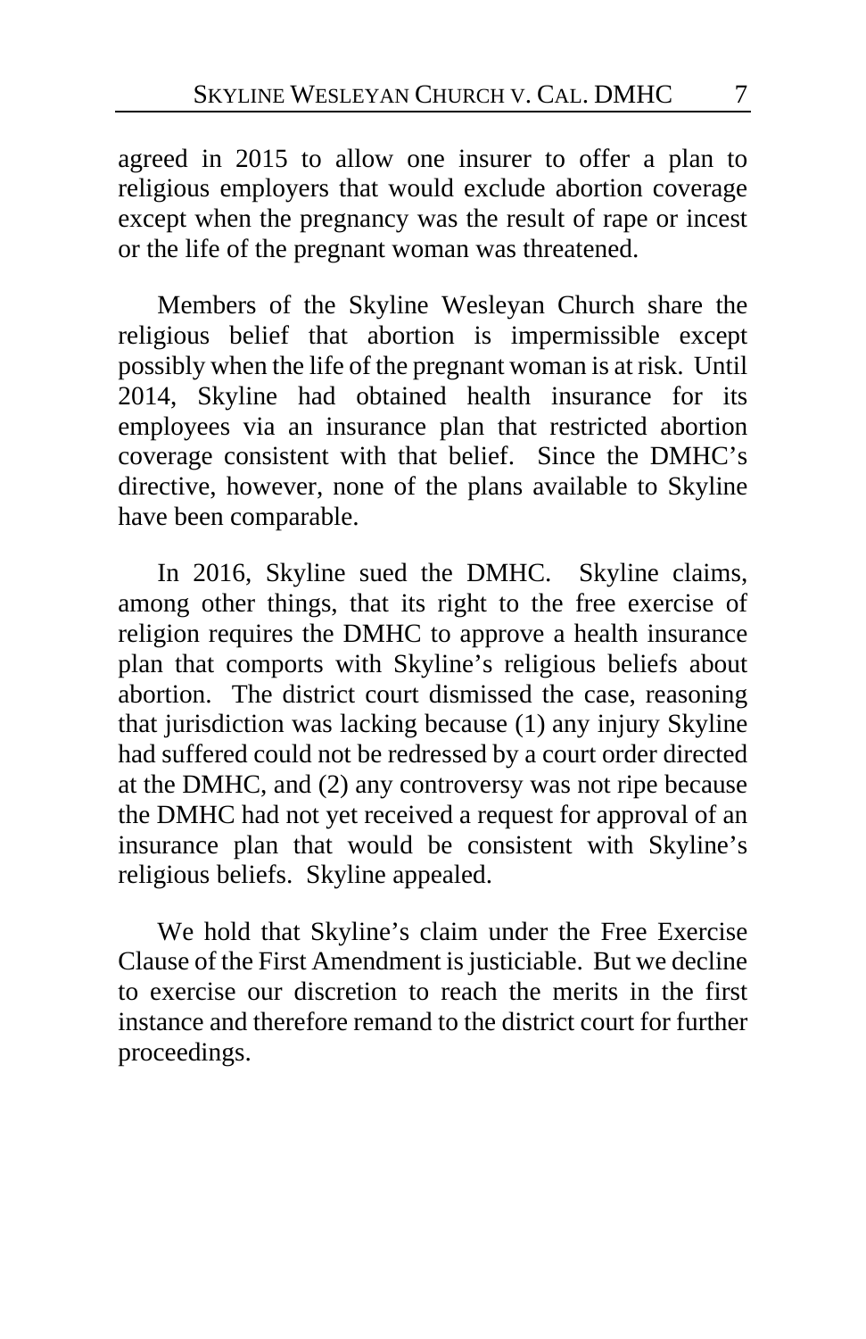agreed in 2015 to allow one insurer to offer a plan to religious employers that would exclude abortion coverage except when the pregnancy was the result of rape or incest or the life of the pregnant woman was threatened.

Members of the Skyline Wesleyan Church share the religious belief that abortion is impermissible except possibly when the life of the pregnant woman is at risk. Until 2014, Skyline had obtained health insurance for its employees via an insurance plan that restricted abortion coverage consistent with that belief. Since the DMHC's directive, however, none of the plans available to Skyline have been comparable.

In 2016, Skyline sued the DMHC. Skyline claims, among other things, that its right to the free exercise of religion requires the DMHC to approve a health insurance plan that comports with Skyline's religious beliefs about abortion. The district court dismissed the case, reasoning that jurisdiction was lacking because (1) any injury Skyline had suffered could not be redressed by a court order directed at the DMHC, and (2) any controversy was not ripe because the DMHC had not yet received a request for approval of an insurance plan that would be consistent with Skyline's religious beliefs. Skyline appealed.

We hold that Skyline's claim under the Free Exercise Clause of the First Amendment is justiciable. But we decline to exercise our discretion to reach the merits in the first instance and therefore remand to the district court for further proceedings.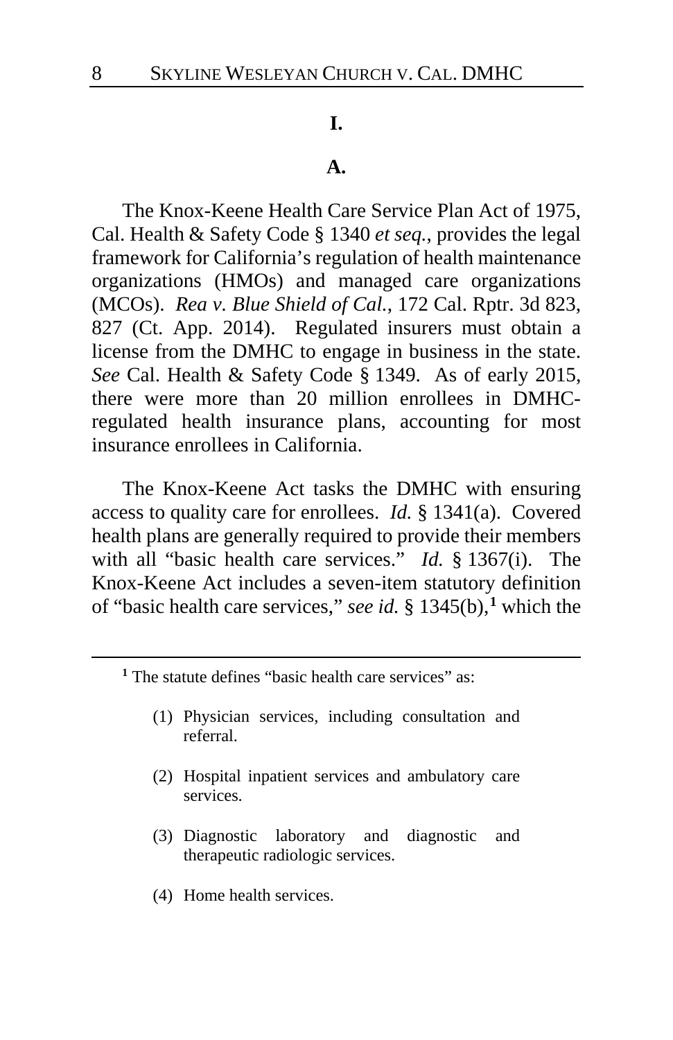# I.

## A.

The Knox-Keene Health Care Service Plan Act of 1975, Cal. Health & Safety Code § 1340 *et seq.*, provides the legal framework for California's regulation of health maintenance organizations (HMOs) and managed care organizations (MCOs). *Rea v. Blue Shield of Cal.*, 172 Cal. Rptr. 3d 823, 827 (Ct. App. 2014). Regulated insurers must obtain a license from the DMHC to engage in business in the state. *See* Cal. Health & Safety Code § 1349. As of early 2015, there were more than 20 million enrollees in DMHC-regulated health insurance plans, accounting for most insurance enrollees in California.

The Knox-Keene Act tasks the DMHC with ensuring access to quality care for enrollees. *Id.* § 1341(a). Covered health plans are generally required to provide their members with all "basic health care services." *Id.* § 1367(i). The Knox-Keene Act includes a seven-item statutory definition of "basic health care services," *see id.* § 1345(b),[1] which the

---

[1] The statute defines "basic health care services" as:

> (1) Physician services, including consultation and referral.
>
> (2) Hospital inpatient services and ambulatory care services.
>
> (3) Diagnostic laboratory and diagnostic and therapeutic radiologic services.
>
> (4) Home health services.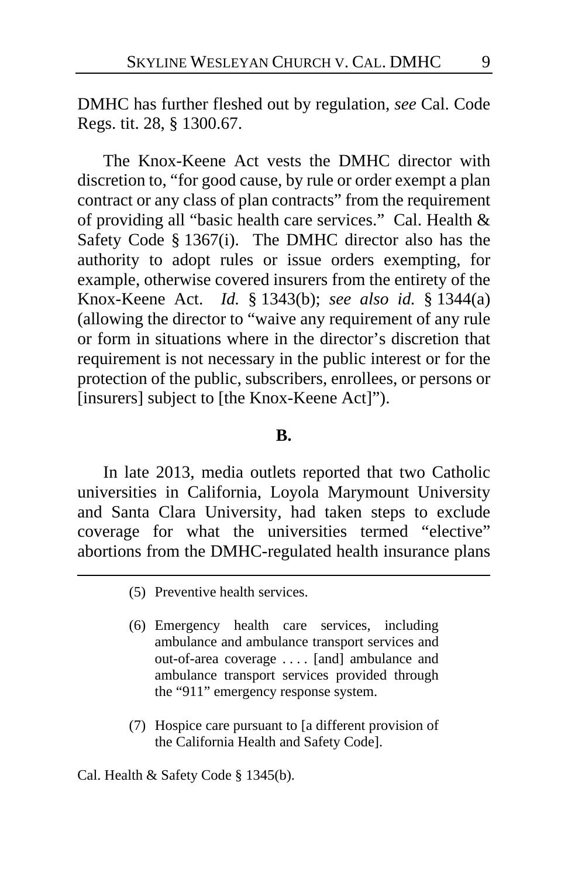DMHC has further fleshed out by regulation, *see* Cal. Code Regs. tit. 28, § 1300.67.

The Knox-Keene Act vests the DMHC director with discretion to, "for good cause, by rule or order exempt a plan contract or any class of plan contracts" from the requirement of providing all "basic health care services." Cal. Health & Safety Code § 1367(i). The DMHC director also has the authority to adopt rules or issue orders exempting, for example, otherwise covered insurers from the entirety of the Knox-Keene Act. *Id.* § 1343(b); *see also id.* § 1344(a) (allowing the director to "waive any requirement of any rule or form in situations where in the director's discretion that requirement is not necessary in the public interest or for the protection of the public, subscribers, enrollees, or persons or [insurers] subject to [the Knox-Keene Act]").

**B.**

In late 2013, media outlets reported that two Catholic universities in California, Loyola Marymount University and Santa Clara University, had taken steps to exclude coverage for what the universities termed "elective" abortions from the DMHC-regulated health insurance plans

---

> (5) Preventive health services.
>
> (6) Emergency health care services, including ambulance and ambulance transport services and out-of-area coverage . . . . [and] ambulance and ambulance transport services provided through the "911" emergency response system.
>
> (7) Hospice care pursuant to [a different provision of the California Health and Safety Code].

Cal. Health & Safety Code § 1345(b).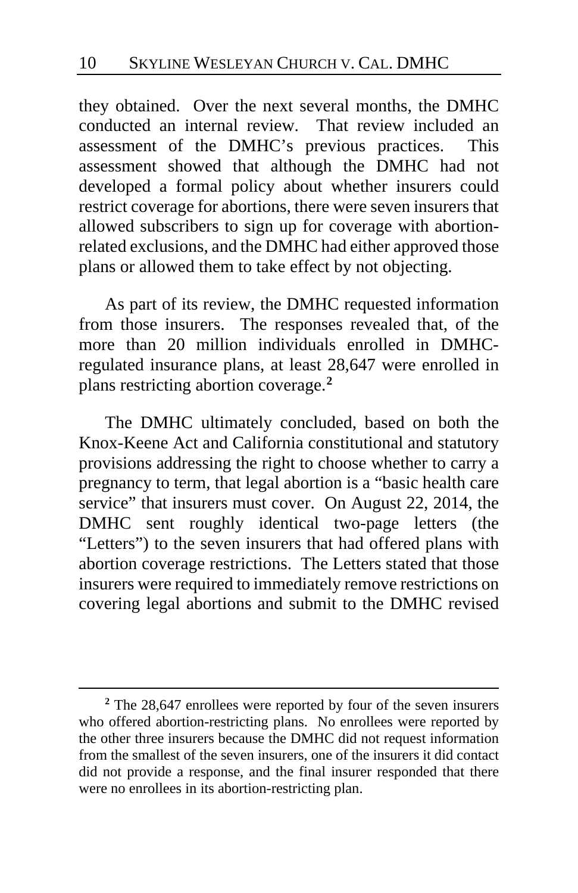they obtained. Over the next several months, the DMHC conducted an internal review. That review included an assessment of the DMHC's previous practices. This assessment showed that although the DMHC had not developed a formal policy about whether insurers could restrict coverage for abortions, there were seven insurers that allowed subscribers to sign up for coverage with abortion-related exclusions, and the DMHC had either approved those plans or allowed them to take effect by not objecting.

As part of its review, the DMHC requested information from those insurers. The responses revealed that, of the more than 20 million individuals enrolled in DMHC-regulated insurance plans, at least 28,647 were enrolled in plans restricting abortion coverage.[2]

The DMHC ultimately concluded, based on both the Knox-Keene Act and California constitutional and statutory provisions addressing the right to choose whether to carry a pregnancy to term, that legal abortion is a "basic health care service" that insurers must cover. On August 22, 2014, the DMHC sent roughly identical two-page letters (the "Letters") to the seven insurers that had offered plans with abortion coverage restrictions. The Letters stated that those insurers were required to immediately remove restrictions on covering legal abortions and submit to the DMHC revised

---

[2] The 28,647 enrollees were reported by four of the seven insurers who offered abortion-restricting plans. No enrollees were reported by the other three insurers because the DMHC did not request information from the smallest of the seven insurers, one of the insurers it did contact did not provide a response, and the final insurer responded that there were no enrollees in its abortion-restricting plan.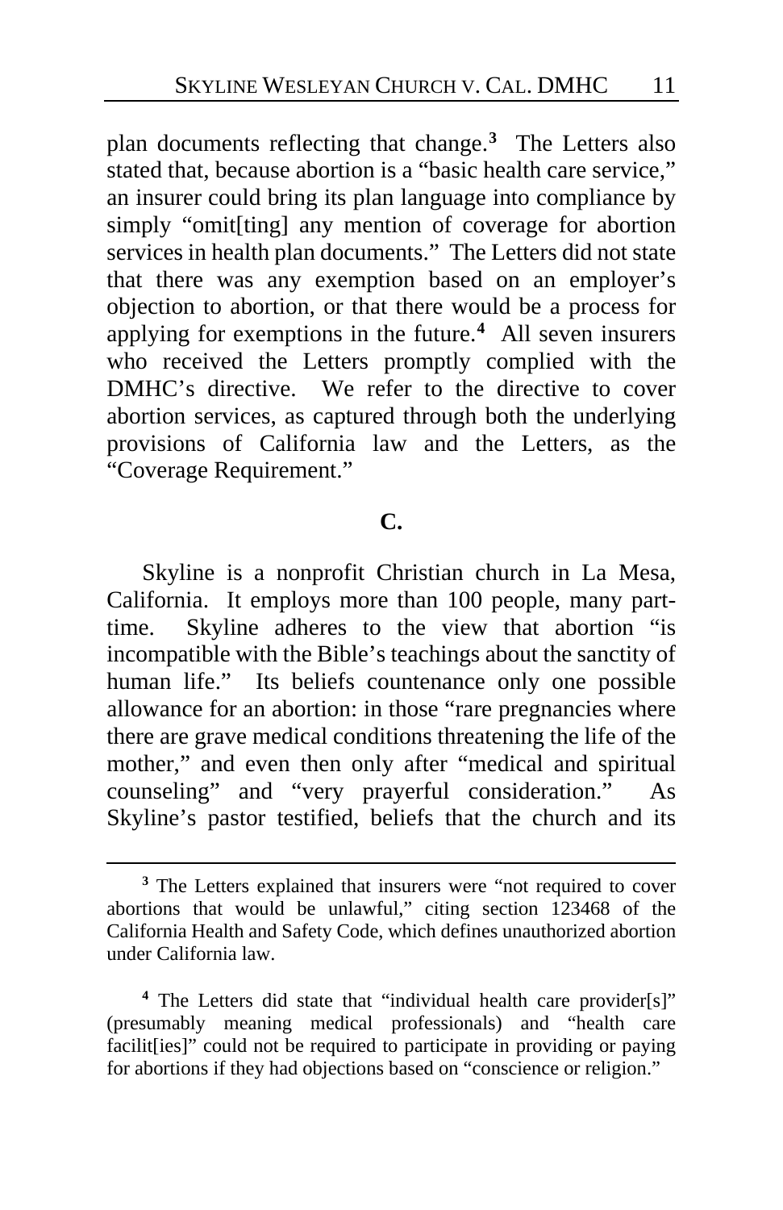plan documents reflecting that change.[3] The Letters also stated that, because abortion is a "basic health care service," an insurer could bring its plan language into compliance by simply "omit[ting] any mention of coverage for abortion services in health plan documents." The Letters did not state that there was any exemption based on an employer's objection to abortion, or that there would be a process for applying for exemptions in the future.[4] All seven insurers who received the Letters promptly complied with the DMHC's directive. We refer to the directive to cover abortion services, as captured through both the underlying provisions of California law and the Letters, as the "Coverage Requirement."

**C.**

Skyline is a nonprofit Christian church in La Mesa, California. It employs more than 100 people, many part-time. Skyline adheres to the view that abortion "is incompatible with the Bible's teachings about the sanctity of human life." Its beliefs countenance only one possible allowance for an abortion: in those "rare pregnancies where there are grave medical conditions threatening the life of the mother," and even then only after "medical and spiritual counseling" and "very prayerful consideration." As Skyline's pastor testified, beliefs that the church and its

---

[3] The Letters explained that insurers were "not required to cover abortions that would be unlawful," citing section 123468 of the California Health and Safety Code, which defines unauthorized abortion under California law.

[4] The Letters did state that "individual health care provider[s]" (presumably meaning medical professionals) and "health care facilit[ies]" could not be required to participate in providing or paying for abortions if they had objections based on "conscience or religion."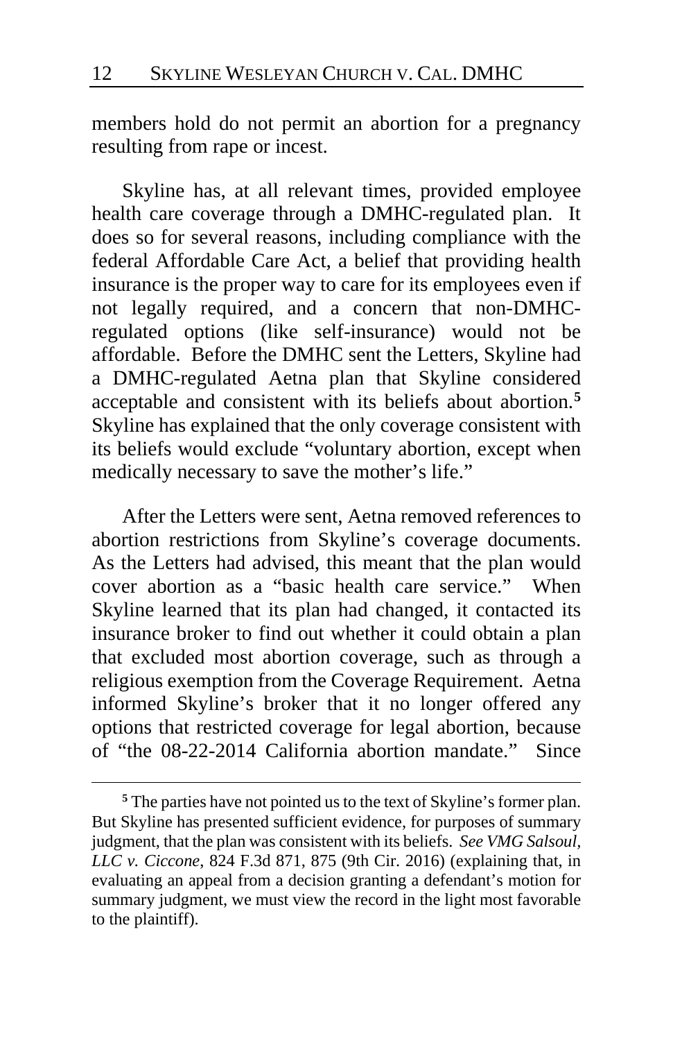members hold do not permit an abortion for a pregnancy resulting from rape or incest.

Skyline has, at all relevant times, provided employee health care coverage through a DMHC-regulated plan. It does so for several reasons, including compliance with the federal Affordable Care Act, a belief that providing health insurance is the proper way to care for its employees even if not legally required, and a concern that non-DMHC-regulated options (like self-insurance) would not be affordable. Before the DMHC sent the Letters, Skyline had a DMHC-regulated Aetna plan that Skyline considered acceptable and consistent with its beliefs about abortion.[5] Skyline has explained that the only coverage consistent with its beliefs would exclude "voluntary abortion, except when medically necessary to save the mother's life."

After the Letters were sent, Aetna removed references to abortion restrictions from Skyline's coverage documents. As the Letters had advised, this meant that the plan would cover abortion as a "basic health care service." When Skyline learned that its plan had changed, it contacted its insurance broker to find out whether it could obtain a plan that excluded most abortion coverage, such as through a religious exemption from the Coverage Requirement. Aetna informed Skyline's broker that it no longer offered any options that restricted coverage for legal abortion, because of "the 08-22-2014 California abortion mandate." Since

---

[5] The parties have not pointed us to the text of Skyline's former plan. But Skyline has presented sufficient evidence, for purposes of summary judgment, that the plan was consistent with its beliefs. *See VMG Salsoul, LLC v. Ciccone*, 824 F.3d 871, 875 (9th Cir. 2016) (explaining that, in evaluating an appeal from a decision granting a defendant's motion for summary judgment, we must view the record in the light most favorable to the plaintiff).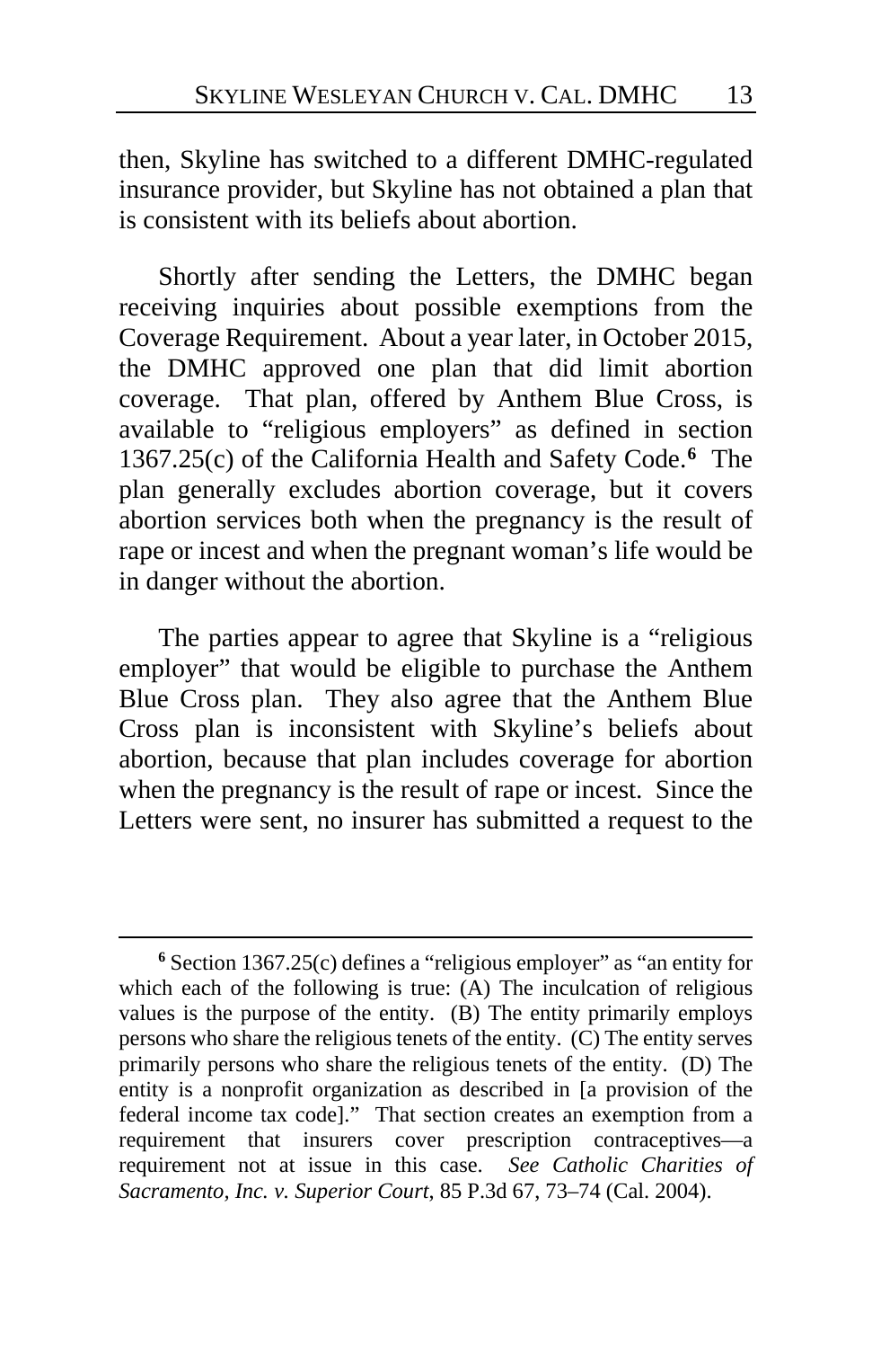then, Skyline has switched to a different DMHC-regulated insurance provider, but Skyline has not obtained a plan that is consistent with its beliefs about abortion.

Shortly after sending the Letters, the DMHC began receiving inquiries about possible exemptions from the Coverage Requirement. About a year later, in October 2015, the DMHC approved one plan that did limit abortion coverage. That plan, offered by Anthem Blue Cross, is available to "religious employers" as defined in section 1367.25(c) of the California Health and Safety Code.[6] The plan generally excludes abortion coverage, but it covers abortion services both when the pregnancy is the result of rape or incest and when the pregnant woman's life would be in danger without the abortion.

The parties appear to agree that Skyline is a "religious employer" that would be eligible to purchase the Anthem Blue Cross plan. They also agree that the Anthem Blue Cross plan is inconsistent with Skyline's beliefs about abortion, because that plan includes coverage for abortion when the pregnancy is the result of rape or incest. Since the Letters were sent, no insurer has submitted a request to the

---

[6] Section 1367.25(c) defines a "religious employer" as "an entity for which each of the following is true: (A) The inculcation of religious values is the purpose of the entity. (B) The entity primarily employs persons who share the religious tenets of the entity. (C) The entity serves primarily persons who share the religious tenets of the entity. (D) The entity is a nonprofit organization as described in [a provision of the federal income tax code]." That section creates an exemption from a requirement that insurers cover prescription contraceptives—a requirement not at issue in this case. *See Catholic Charities of Sacramento, Inc. v. Superior Court*, 85 P.3d 67, 73–74 (Cal. 2004).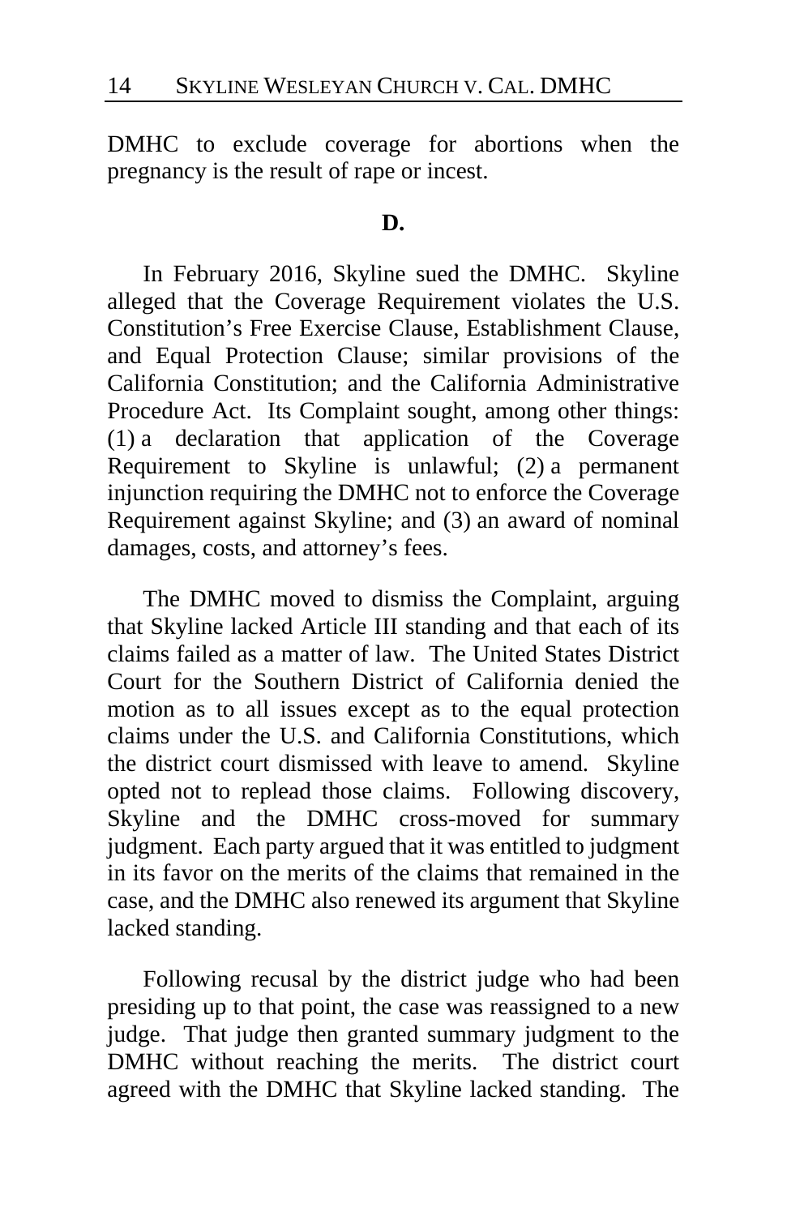DMHC to exclude coverage for abortions when the pregnancy is the result of rape or incest.

**D.**

In February 2016, Skyline sued the DMHC. Skyline alleged that the Coverage Requirement violates the U.S. Constitution's Free Exercise Clause, Establishment Clause, and Equal Protection Clause; similar provisions of the California Constitution; and the California Administrative Procedure Act. Its Complaint sought, among other things: (1) a declaration that application of the Coverage Requirement to Skyline is unlawful; (2) a permanent injunction requiring the DMHC not to enforce the Coverage Requirement against Skyline; and (3) an award of nominal damages, costs, and attorney's fees.

The DMHC moved to dismiss the Complaint, arguing that Skyline lacked Article III standing and that each of its claims failed as a matter of law. The United States District Court for the Southern District of California denied the motion as to all issues except as to the equal protection claims under the U.S. and California Constitutions, which the district court dismissed with leave to amend. Skyline opted not to replead those claims. Following discovery, Skyline and the DMHC cross-moved for summary judgment. Each party argued that it was entitled to judgment in its favor on the merits of the claims that remained in the case, and the DMHC also renewed its argument that Skyline lacked standing.

Following recusal by the district judge who had been presiding up to that point, the case was reassigned to a new judge. That judge then granted summary judgment to the DMHC without reaching the merits. The district court agreed with the DMHC that Skyline lacked standing. The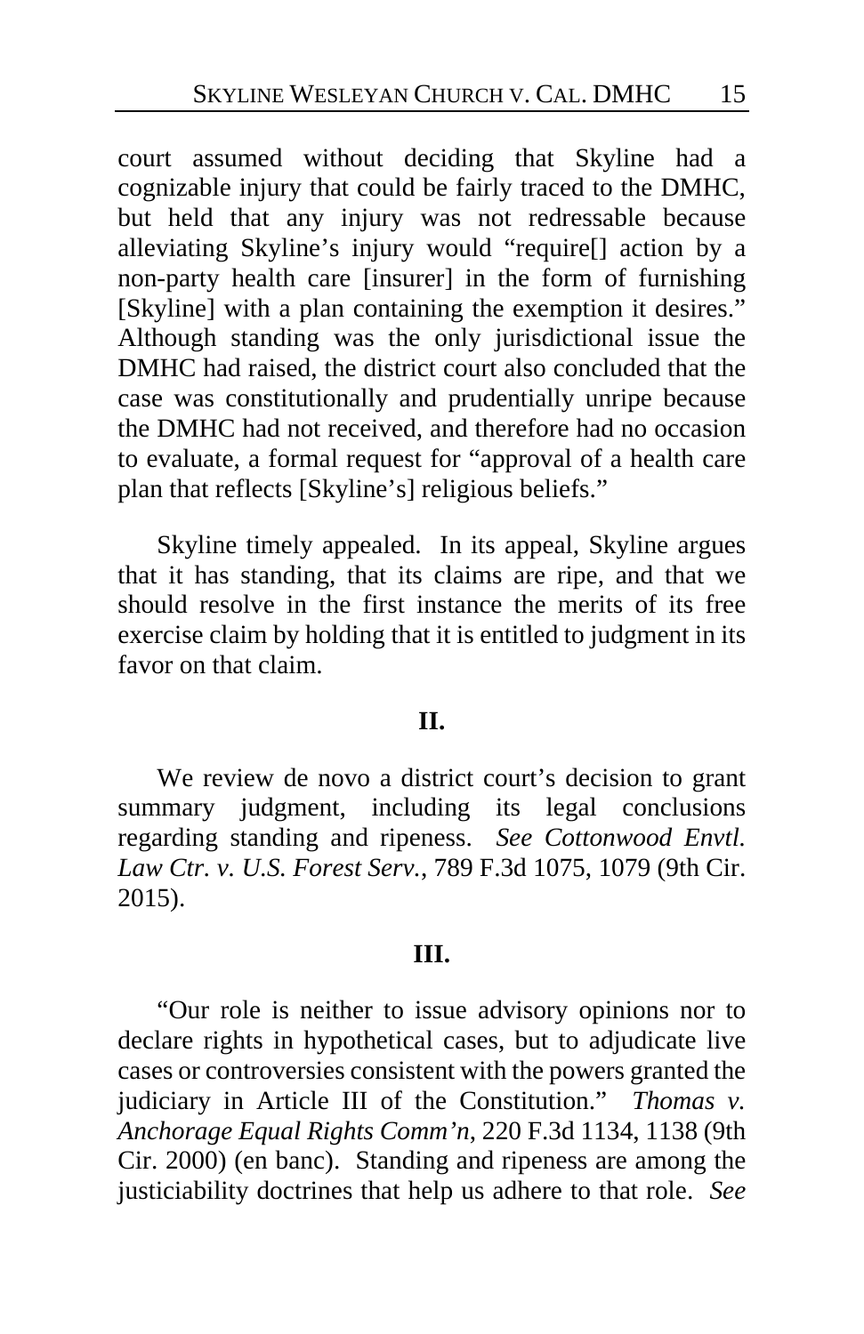court assumed without deciding that Skyline had a cognizable injury that could be fairly traced to the DMHC, but held that any injury was not redressable because alleviating Skyline's injury would "require[] action by a non-party health care [insurer] in the form of furnishing [Skyline] with a plan containing the exemption it desires." Although standing was the only jurisdictional issue the DMHC had raised, the district court also concluded that the case was constitutionally and prudentially unripe because the DMHC had not received, and therefore had no occasion to evaluate, a formal request for "approval of a health care plan that reflects [Skyline's] religious beliefs."

Skyline timely appealed. In its appeal, Skyline argues that it has standing, that its claims are ripe, and that we should resolve in the first instance the merits of its free exercise claim by holding that it is entitled to judgment in its favor on that claim.

## II.

We review de novo a district court's decision to grant summary judgment, including its legal conclusions regarding standing and ripeness. *See Cottonwood Envtl. Law Ctr. v. U.S. Forest Serv.*, 789 F.3d 1075, 1079 (9th Cir. 2015).

## III.

"Our role is neither to issue advisory opinions nor to declare rights in hypothetical cases, but to adjudicate live cases or controversies consistent with the powers granted the judiciary in Article III of the Constitution." *Thomas v. Anchorage Equal Rights Comm'n*, 220 F.3d 1134, 1138 (9th Cir. 2000) (en banc). Standing and ripeness are among the justiciability doctrines that help us adhere to that role. *See*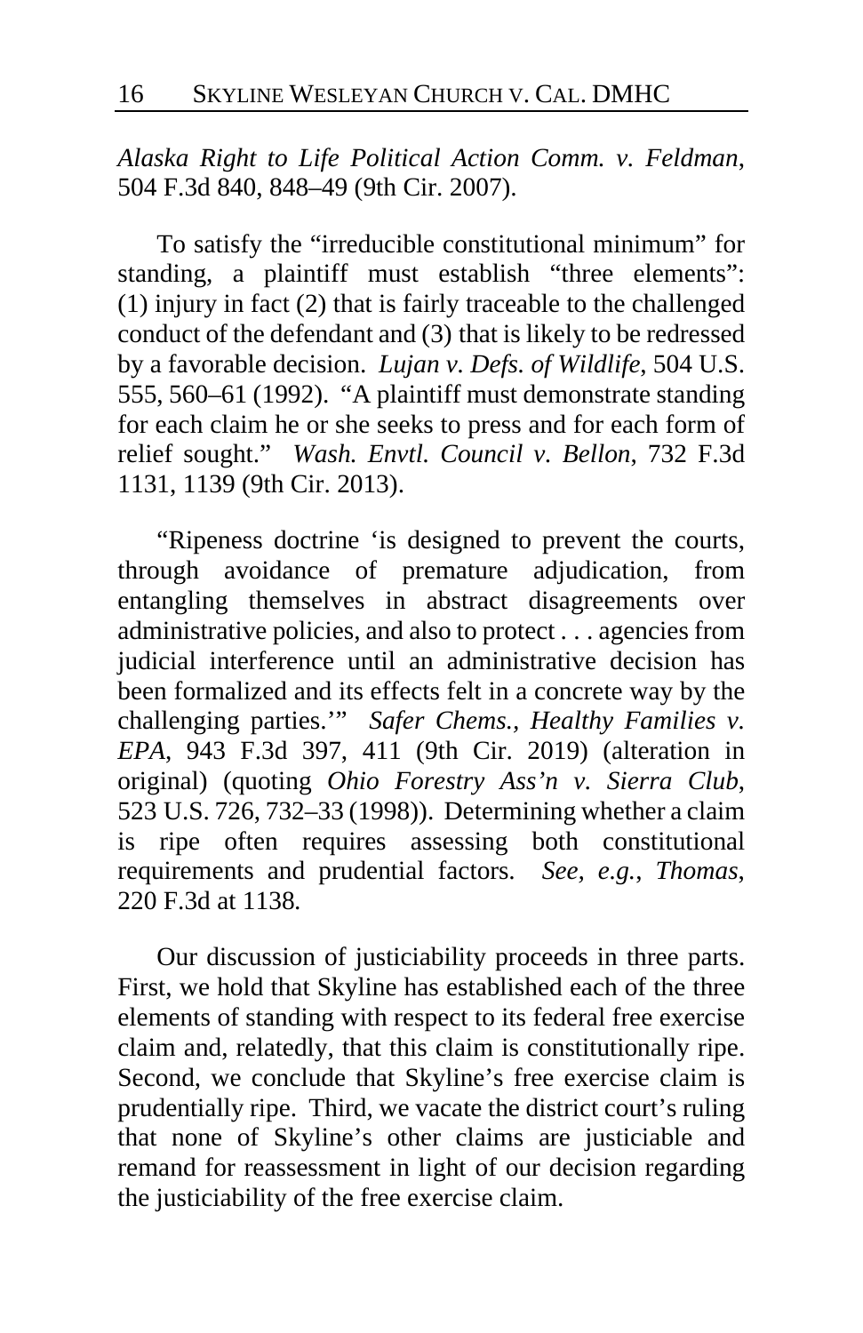*Alaska Right to Life Political Action Comm. v. Feldman*, 504 F.3d 840, 848–49 (9th Cir. 2007).

To satisfy the "irreducible constitutional minimum" for standing, a plaintiff must establish "three elements": (1) injury in fact (2) that is fairly traceable to the challenged conduct of the defendant and (3) that is likely to be redressed by a favorable decision. *Lujan v. Defs. of Wildlife*, 504 U.S. 555, 560–61 (1992). "A plaintiff must demonstrate standing for each claim he or she seeks to press and for each form of relief sought." *Wash. Envtl. Council v. Bellon*, 732 F.3d 1131, 1139 (9th Cir. 2013).

"Ripeness doctrine 'is designed to prevent the courts, through avoidance of premature adjudication, from entangling themselves in abstract disagreements over administrative policies, and also to protect . . . agencies from judicial interference until an administrative decision has been formalized and its effects felt in a concrete way by the challenging parties.'" *Safer Chems., Healthy Families v. EPA*, 943 F.3d 397, 411 (9th Cir. 2019) (alteration in original) (quoting *Ohio Forestry Ass'n v. Sierra Club*, 523 U.S. 726, 732–33 (1998)). Determining whether a claim is ripe often requires assessing both constitutional requirements and prudential factors. *See, e.g.*, *Thomas*, 220 F.3d at 1138.

Our discussion of justiciability proceeds in three parts. First, we hold that Skyline has established each of the three elements of standing with respect to its federal free exercise claim and, relatedly, that this claim is constitutionally ripe. Second, we conclude that Skyline's free exercise claim is prudentially ripe. Third, we vacate the district court's ruling that none of Skyline's other claims are justiciable and remand for reassessment in light of our decision regarding the justiciability of the free exercise claim.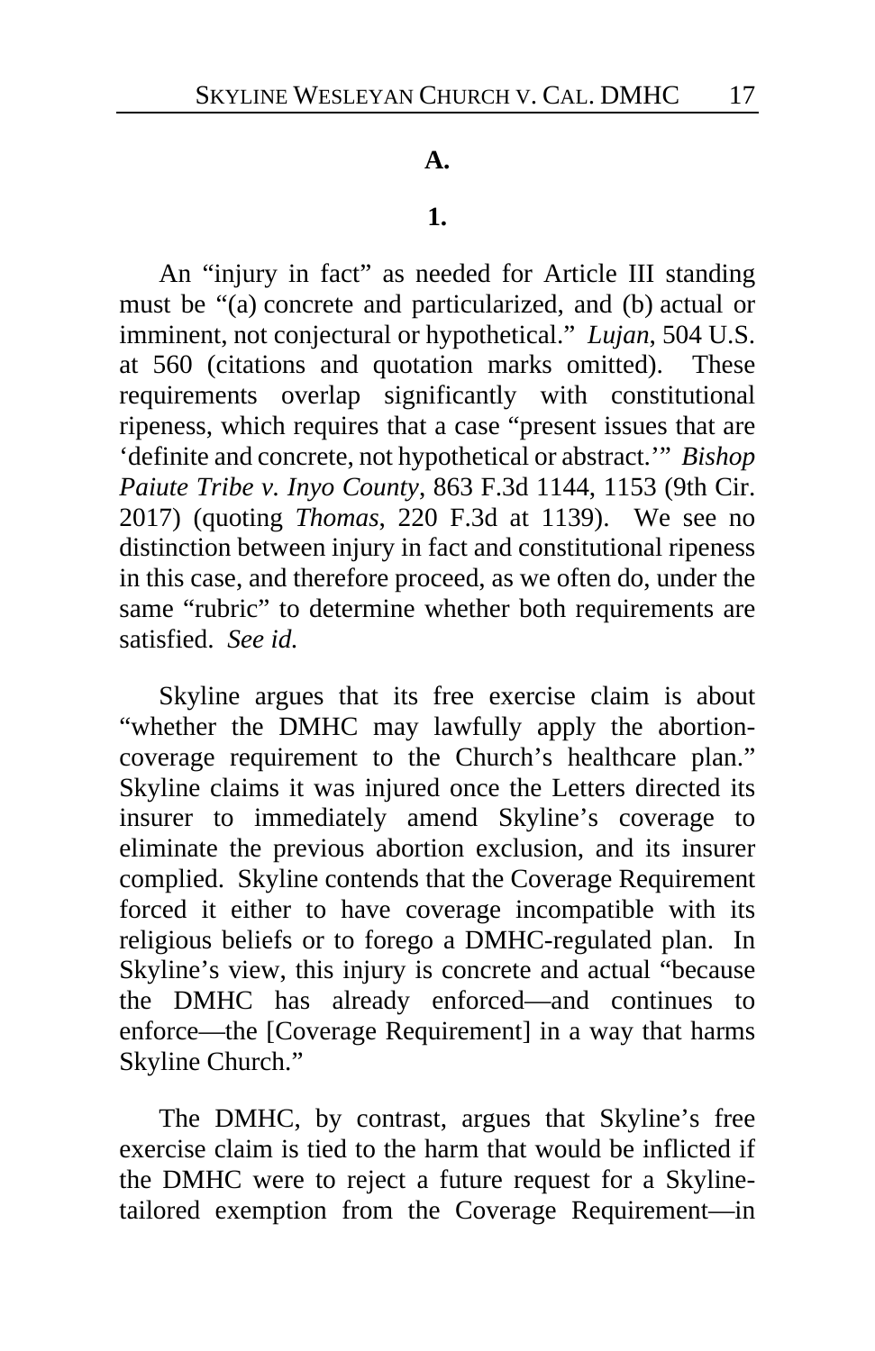### A.

#### 1.

An "injury in fact" as needed for Article III standing must be "(a) concrete and particularized, and (b) actual or imminent, not conjectural or hypothetical." *Lujan*, 504 U.S. at 560 (citations and quotation marks omitted). These requirements overlap significantly with constitutional ripeness, which requires that a case "present issues that are 'definite and concrete, not hypothetical or abstract.'" *Bishop Paiute Tribe v. Inyo County*, 863 F.3d 1144, 1153 (9th Cir. 2017) (quoting *Thomas*, 220 F.3d at 1139). We see no distinction between injury in fact and constitutional ripeness in this case, and therefore proceed, as we often do, under the same "rubric" to determine whether both requirements are satisfied. *See id.*

Skyline argues that its free exercise claim is about "whether the DMHC may lawfully apply the abortion-coverage requirement to the Church's healthcare plan." Skyline claims it was injured once the Letters directed its insurer to immediately amend Skyline's coverage to eliminate the previous abortion exclusion, and its insurer complied. Skyline contends that the Coverage Requirement forced it either to have coverage incompatible with its religious beliefs or to forego a DMHC-regulated plan. In Skyline's view, this injury is concrete and actual "because the DMHC has already enforced—and continues to enforce—the [Coverage Requirement] in a way that harms Skyline Church."

The DMHC, by contrast, argues that Skyline's free exercise claim is tied to the harm that would be inflicted if the DMHC were to reject a future request for a Skyline-tailored exemption from the Coverage Requirement—in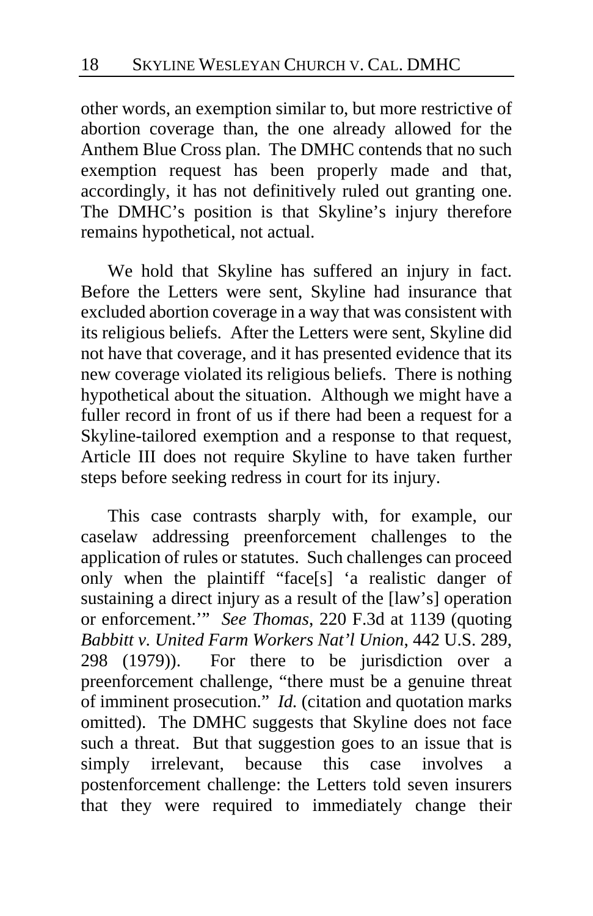other words, an exemption similar to, but more restrictive of abortion coverage than, the one already allowed for the Anthem Blue Cross plan. The DMHC contends that no such exemption request has been properly made and that, accordingly, it has not definitively ruled out granting one. The DMHC's position is that Skyline's injury therefore remains hypothetical, not actual.

We hold that Skyline has suffered an injury in fact. Before the Letters were sent, Skyline had insurance that excluded abortion coverage in a way that was consistent with its religious beliefs. After the Letters were sent, Skyline did not have that coverage, and it has presented evidence that its new coverage violated its religious beliefs. There is nothing hypothetical about the situation. Although we might have a fuller record in front of us if there had been a request for a Skyline-tailored exemption and a response to that request, Article III does not require Skyline to have taken further steps before seeking redress in court for its injury.

This case contrasts sharply with, for example, our caselaw addressing preenforcement challenges to the application of rules or statutes. Such challenges can proceed only when the plaintiff "face[s] 'a realistic danger of sustaining a direct injury as a result of the [law's] operation or enforcement.'" *See Thomas*, 220 F.3d at 1139 (quoting *Babbitt v. United Farm Workers Nat'l Union*, 442 U.S. 289, 298 (1979)). For there to be jurisdiction over a preenforcement challenge, "there must be a genuine threat of imminent prosecution." *Id.* (citation and quotation marks omitted). The DMHC suggests that Skyline does not face such a threat. But that suggestion goes to an issue that is simply irrelevant, because this case involves a postenforcement challenge: the Letters told seven insurers that they were required to immediately change their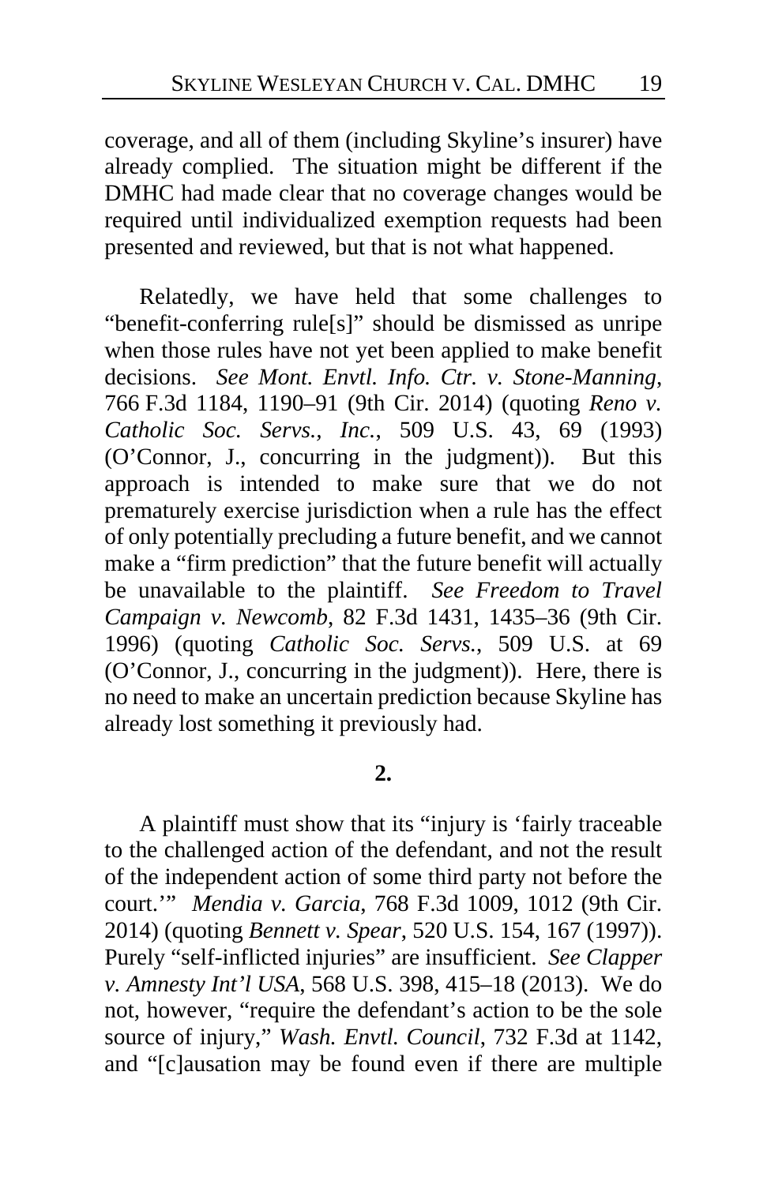coverage, and all of them (including Skyline's insurer) have already complied. The situation might be different if the DMHC had made clear that no coverage changes would be required until individualized exemption requests had been presented and reviewed, but that is not what happened.

Relatedly, we have held that some challenges to "benefit-conferring rule[s]" should be dismissed as unripe when those rules have not yet been applied to make benefit decisions. *See Mont. Envtl. Info. Ctr. v. Stone-Manning*, 766 F.3d 1184, 1190–91 (9th Cir. 2014) (quoting *Reno v. Catholic Soc. Servs., Inc.*, 509 U.S. 43, 69 (1993) (O'Connor, J., concurring in the judgment)). But this approach is intended to make sure that we do not prematurely exercise jurisdiction when a rule has the effect of only potentially precluding a future benefit, and we cannot make a "firm prediction" that the future benefit will actually be unavailable to the plaintiff. *See Freedom to Travel Campaign v. Newcomb*, 82 F.3d 1431, 1435–36 (9th Cir. 1996) (quoting *Catholic Soc. Servs.*, 509 U.S. at 69 (O'Connor, J., concurring in the judgment)). Here, there is no need to make an uncertain prediction because Skyline has already lost something it previously had.

**2.**

A plaintiff must show that its "injury is 'fairly traceable to the challenged action of the defendant, and not the result of the independent action of some third party not before the court.'" *Mendia v. Garcia*, 768 F.3d 1009, 1012 (9th Cir. 2014) (quoting *Bennett v. Spear*, 520 U.S. 154, 167 (1997)). Purely "self-inflicted injuries" are insufficient. *See Clapper v. Amnesty Int'l USA*, 568 U.S. 398, 415–18 (2013). We do not, however, "require the defendant's action to be the sole source of injury," *Wash. Envtl. Council*, 732 F.3d at 1142, and "[c]ausation may be found even if there are multiple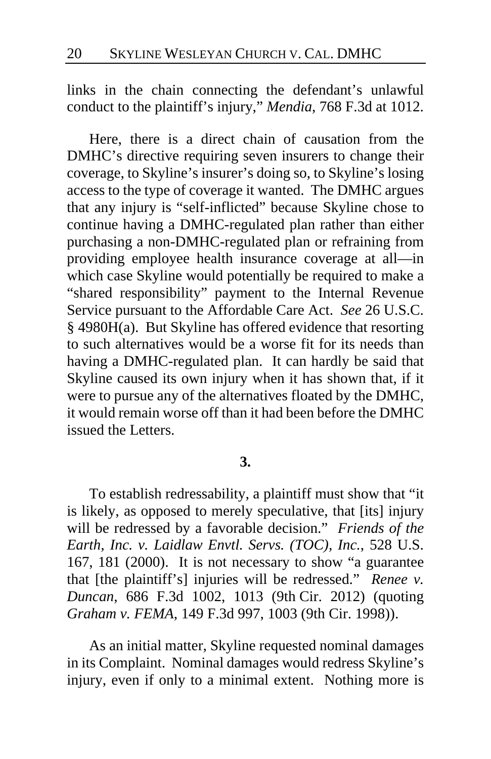links in the chain connecting the defendant's unlawful conduct to the plaintiff's injury," *Mendia*, 768 F.3d at 1012.

Here, there is a direct chain of causation from the DMHC's directive requiring seven insurers to change their coverage, to Skyline's insurer's doing so, to Skyline's losing access to the type of coverage it wanted. The DMHC argues that any injury is "self-inflicted" because Skyline chose to continue having a DMHC-regulated plan rather than either purchasing a non-DMHC-regulated plan or refraining from providing employee health insurance coverage at all—in which case Skyline would potentially be required to make a "shared responsibility" payment to the Internal Revenue Service pursuant to the Affordable Care Act. *See* 26 U.S.C. § 4980H(a). But Skyline has offered evidence that resorting to such alternatives would be a worse fit for its needs than having a DMHC-regulated plan. It can hardly be said that Skyline caused its own injury when it has shown that, if it were to pursue any of the alternatives floated by the DMHC, it would remain worse off than it had been before the DMHC issued the Letters.

**3.**

To establish redressability, a plaintiff must show that "it is likely, as opposed to merely speculative, that [its] injury will be redressed by a favorable decision." *Friends of the Earth, Inc. v. Laidlaw Envtl. Servs. (TOC), Inc.*, 528 U.S. 167, 181 (2000). It is not necessary to show "a guarantee that [the plaintiff's] injuries will be redressed." *Renee v. Duncan*, 686 F.3d 1002, 1013 (9th Cir. 2012) (quoting *Graham v. FEMA*, 149 F.3d 997, 1003 (9th Cir. 1998)).

As an initial matter, Skyline requested nominal damages in its Complaint. Nominal damages would redress Skyline's injury, even if only to a minimal extent. Nothing more is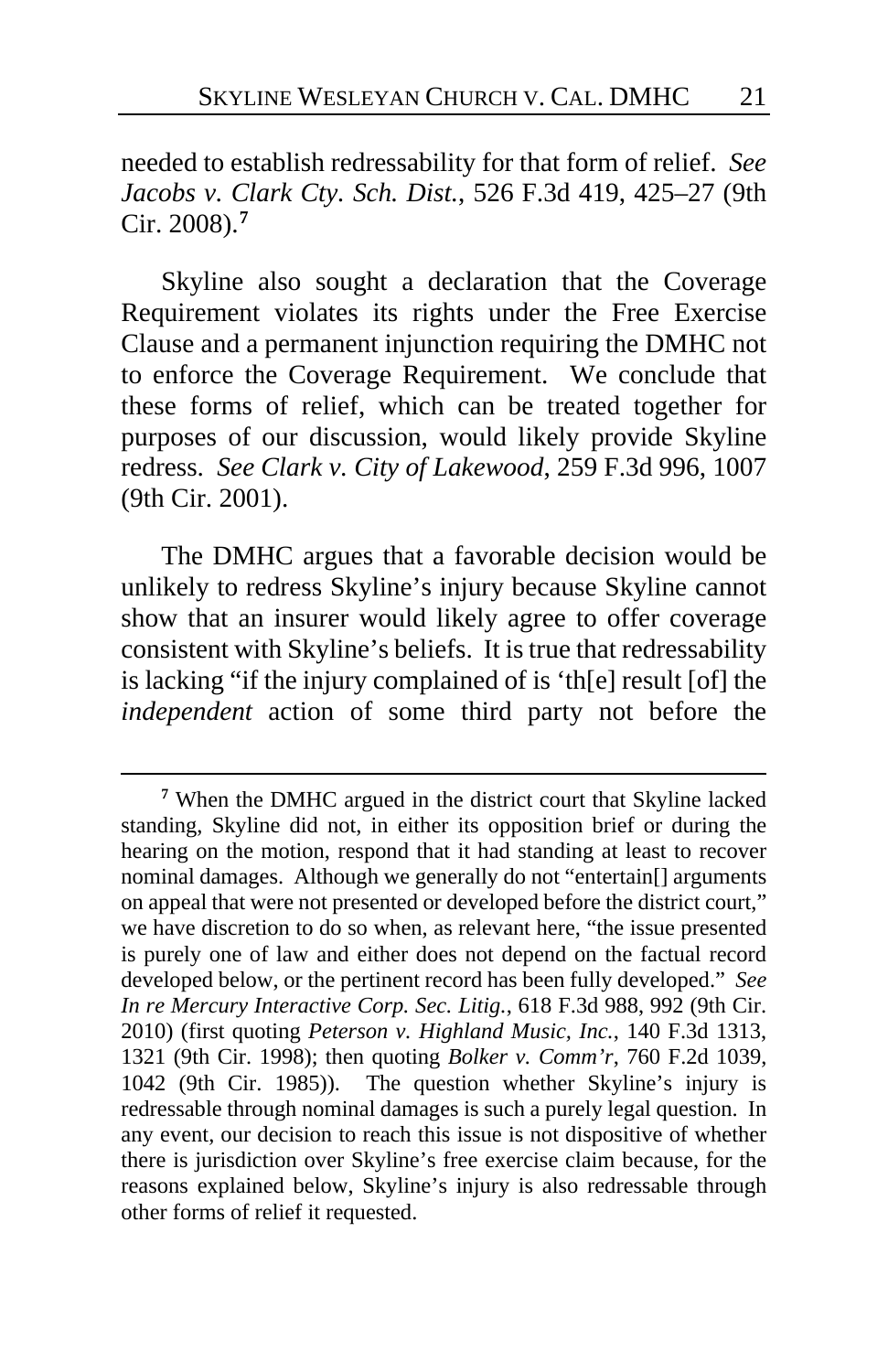needed to establish redressability for that form of relief. *See Jacobs v. Clark Cty. Sch. Dist.*, 526 F.3d 419, 425–27 (9th Cir. 2008).[7]

Skyline also sought a declaration that the Coverage Requirement violates its rights under the Free Exercise Clause and a permanent injunction requiring the DMHC not to enforce the Coverage Requirement. We conclude that these forms of relief, which can be treated together for purposes of our discussion, would likely provide Skyline redress. *See Clark v. City of Lakewood*, 259 F.3d 996, 1007 (9th Cir. 2001).

The DMHC argues that a favorable decision would be unlikely to redress Skyline's injury because Skyline cannot show that an insurer would likely agree to offer coverage consistent with Skyline's beliefs. It is true that redressability is lacking "if the injury complained of is 'th[e] result [of] the *independent* action of some third party not before the

---

[7] When the DMHC argued in the district court that Skyline lacked standing, Skyline did not, in either its opposition brief or during the hearing on the motion, respond that it had standing at least to recover nominal damages. Although we generally do not "entertain[] arguments on appeal that were not presented or developed before the district court," we have discretion to do so when, as relevant here, "the issue presented is purely one of law and either does not depend on the factual record developed below, or the pertinent record has been fully developed." *See In re Mercury Interactive Corp. Sec. Litig.*, 618 F.3d 988, 992 (9th Cir. 2010) (first quoting *Peterson v. Highland Music, Inc.*, 140 F.3d 1313, 1321 (9th Cir. 1998); then quoting *Bolker v. Comm'r*, 760 F.2d 1039, 1042 (9th Cir. 1985)). The question whether Skyline's injury is redressable through nominal damages is such a purely legal question. In any event, our decision to reach this issue is not dispositive of whether there is jurisdiction over Skyline's free exercise claim because, for the reasons explained below, Skyline's injury is also redressable through other forms of relief it requested.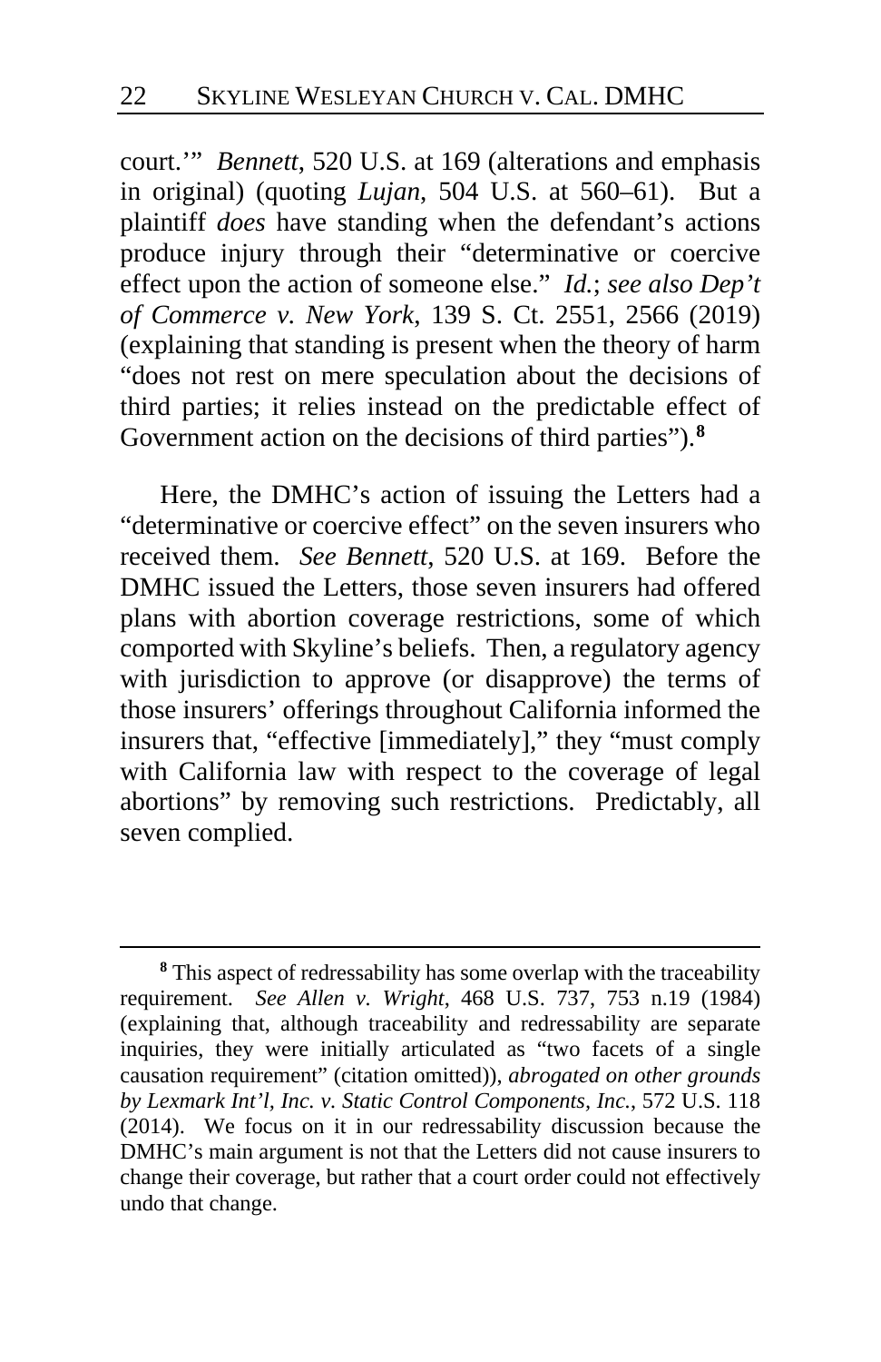court.'" *Bennett*, 520 U.S. at 169 (alterations and emphasis in original) (quoting *Lujan*, 504 U.S. at 560–61). But a plaintiff *does* have standing when the defendant's actions produce injury through their "determinative or coercive effect upon the action of someone else." *Id.*; *see also Dep't of Commerce v. New York*, 139 S. Ct. 2551, 2566 (2019) (explaining that standing is present when the theory of harm "does not rest on mere speculation about the decisions of third parties; it relies instead on the predictable effect of Government action on the decisions of third parties").[8]

Here, the DMHC's action of issuing the Letters had a "determinative or coercive effect" on the seven insurers who received them. *See Bennett*, 520 U.S. at 169. Before the DMHC issued the Letters, those seven insurers had offered plans with abortion coverage restrictions, some of which comported with Skyline's beliefs. Then, a regulatory agency with jurisdiction to approve (or disapprove) the terms of those insurers' offerings throughout California informed the insurers that, "effective [immediately]," they "must comply with California law with respect to the coverage of legal abortions" by removing such restrictions. Predictably, all seven complied.

---

[8] This aspect of redressability has some overlap with the traceability requirement. *See Allen v. Wright*, 468 U.S. 737, 753 n.19 (1984) (explaining that, although traceability and redressability are separate inquiries, they were initially articulated as "two facets of a single causation requirement" (citation omitted)), *abrogated on other grounds by Lexmark Int'l, Inc. v. Static Control Components, Inc.*, 572 U.S. 118 (2014). We focus on it in our redressability discussion because the DMHC's main argument is not that the Letters did not cause insurers to change their coverage, but rather that a court order could not effectively undo that change.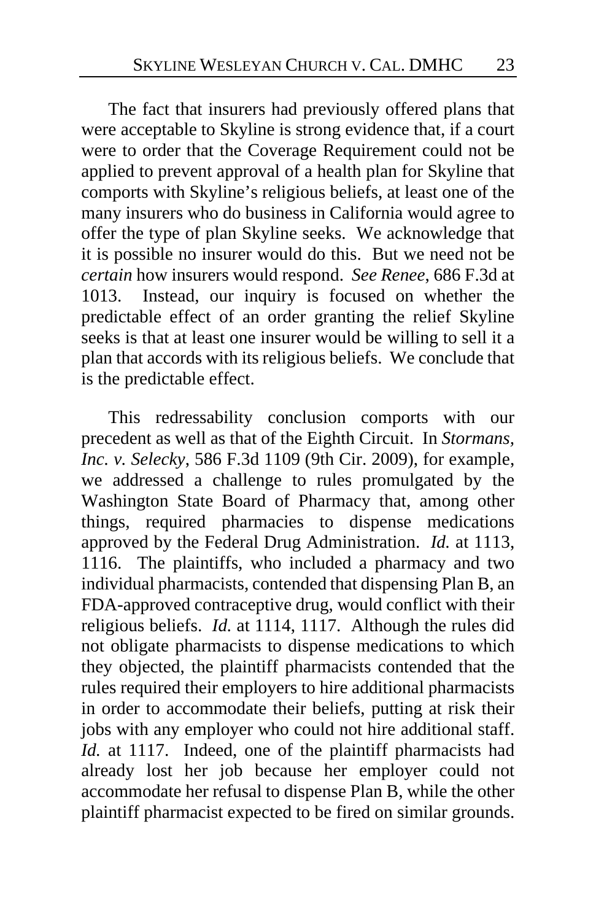The fact that insurers had previously offered plans that were acceptable to Skyline is strong evidence that, if a court were to order that the Coverage Requirement could not be applied to prevent approval of a health plan for Skyline that comports with Skyline's religious beliefs, at least one of the many insurers who do business in California would agree to offer the type of plan Skyline seeks. We acknowledge that it is possible no insurer would do this. But we need not be *certain* how insurers would respond. *See Renee*, 686 F.3d at 1013. Instead, our inquiry is focused on whether the predictable effect of an order granting the relief Skyline seeks is that at least one insurer would be willing to sell it a plan that accords with its religious beliefs. We conclude that is the predictable effect.

This redressability conclusion comports with our precedent as well as that of the Eighth Circuit. In *Stormans, Inc. v. Selecky*, 586 F.3d 1109 (9th Cir. 2009), for example, we addressed a challenge to rules promulgated by the Washington State Board of Pharmacy that, among other things, required pharmacies to dispense medications approved by the Federal Drug Administration. *Id.* at 1113, 1116. The plaintiffs, who included a pharmacy and two individual pharmacists, contended that dispensing Plan B, an FDA-approved contraceptive drug, would conflict with their religious beliefs. *Id.* at 1114, 1117. Although the rules did not obligate pharmacists to dispense medications to which they objected, the plaintiff pharmacists contended that the rules required their employers to hire additional pharmacists in order to accommodate their beliefs, putting at risk their jobs with any employer who could not hire additional staff. *Id.* at 1117. Indeed, one of the plaintiff pharmacists had already lost her job because her employer could not accommodate her refusal to dispense Plan B, while the other plaintiff pharmacist expected to be fired on similar grounds.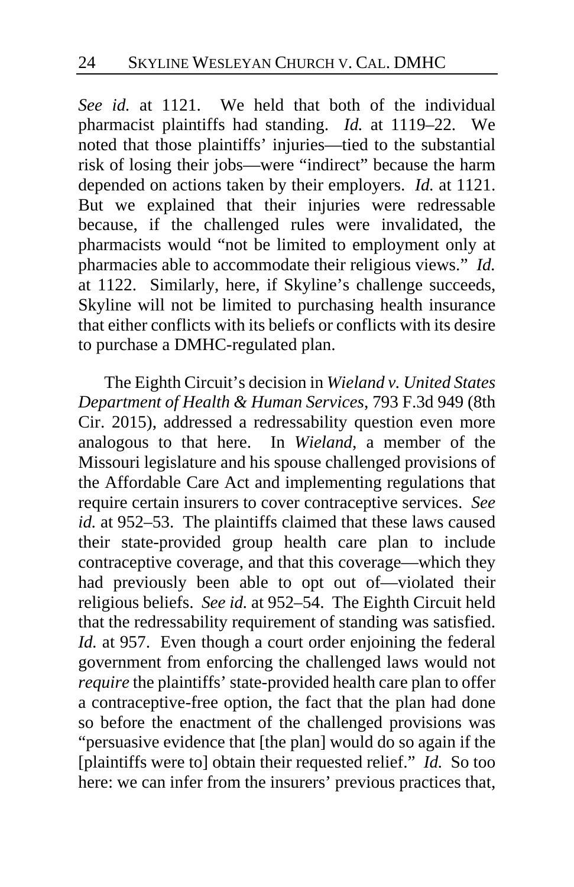*See id.* at 1121. We held that both of the individual pharmacist plaintiffs had standing. *Id.* at 1119–22. We noted that those plaintiffs' injuries—tied to the substantial risk of losing their jobs—were "indirect" because the harm depended on actions taken by their employers. *Id.* at 1121. But we explained that their injuries were redressable because, if the challenged rules were invalidated, the pharmacists would "not be limited to employment only at pharmacies able to accommodate their religious views." *Id.* at 1122. Similarly, here, if Skyline's challenge succeeds, Skyline will not be limited to purchasing health insurance that either conflicts with its beliefs or conflicts with its desire to purchase a DMHC-regulated plan.

The Eighth Circuit's decision in *Wieland v. United States Department of Health & Human Services*, 793 F.3d 949 (8th Cir. 2015), addressed a redressability question even more analogous to that here. In *Wieland*, a member of the Missouri legislature and his spouse challenged provisions of the Affordable Care Act and implementing regulations that require certain insurers to cover contraceptive services. *See id.* at 952–53. The plaintiffs claimed that these laws caused their state-provided group health care plan to include contraceptive coverage, and that this coverage—which they had previously been able to opt out of—violated their religious beliefs. *See id.* at 952–54. The Eighth Circuit held that the redressability requirement of standing was satisfied. *Id.* at 957. Even though a court order enjoining the federal government from enforcing the challenged laws would not *require* the plaintiffs' state-provided health care plan to offer a contraceptive-free option, the fact that the plan had done so before the enactment of the challenged provisions was "persuasive evidence that [the plan] would do so again if the [plaintiffs were to] obtain their requested relief." *Id.* So too here: we can infer from the insurers' previous practices that,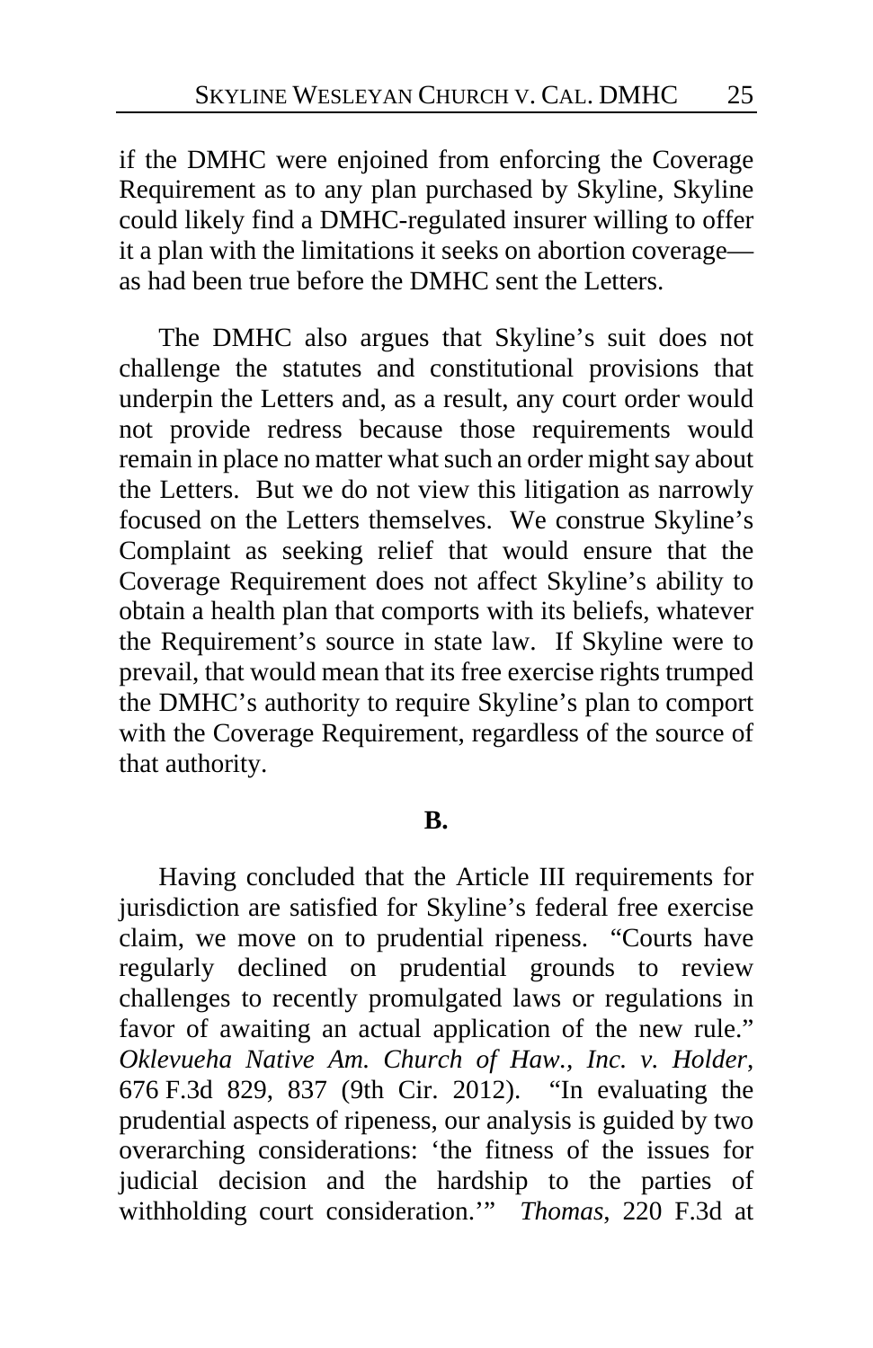if the DMHC were enjoined from enforcing the Coverage Requirement as to any plan purchased by Skyline, Skyline could likely find a DMHC-regulated insurer willing to offer it a plan with the limitations it seeks on abortion coverage—as had been true before the DMHC sent the Letters.

The DMHC also argues that Skyline's suit does not challenge the statutes and constitutional provisions that underpin the Letters and, as a result, any court order would not provide redress because those requirements would remain in place no matter what such an order might say about the Letters. But we do not view this litigation as narrowly focused on the Letters themselves. We construe Skyline's Complaint as seeking relief that would ensure that the Coverage Requirement does not affect Skyline's ability to obtain a health plan that comports with its beliefs, whatever the Requirement's source in state law. If Skyline were to prevail, that would mean that its free exercise rights trumped the DMHC's authority to require Skyline's plan to comport with the Coverage Requirement, regardless of the source of that authority.

**B.**

Having concluded that the Article III requirements for jurisdiction are satisfied for Skyline's federal free exercise claim, we move on to prudential ripeness. "Courts have regularly declined on prudential grounds to review challenges to recently promulgated laws or regulations in favor of awaiting an actual application of the new rule." *Oklevueha Native Am. Church of Haw., Inc. v. Holder*, 676 F.3d 829, 837 (9th Cir. 2012). "In evaluating the prudential aspects of ripeness, our analysis is guided by two overarching considerations: 'the fitness of the issues for judicial decision and the hardship to the parties of withholding court consideration.'" *Thomas*, 220 F.3d at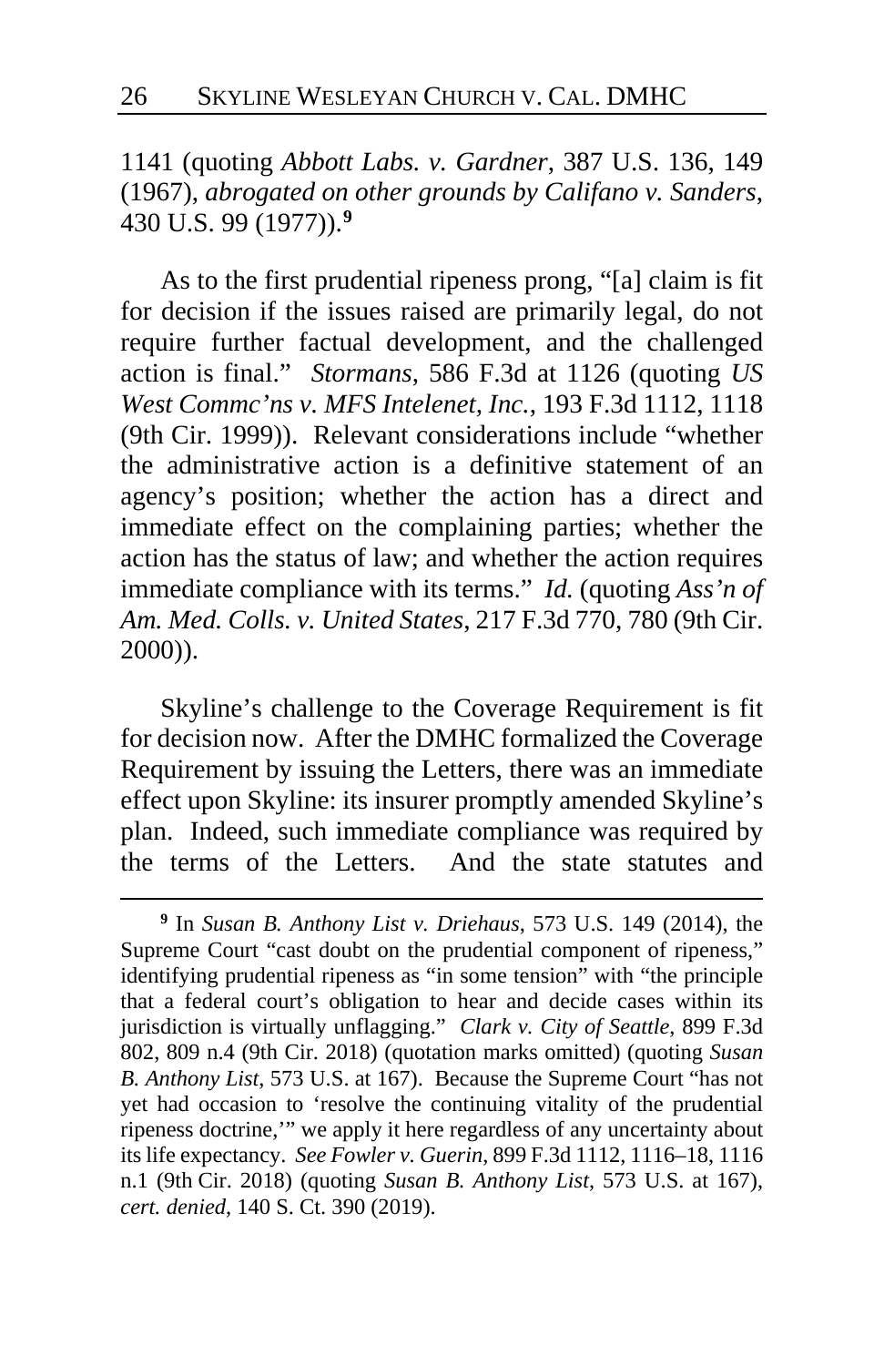1141 (quoting *Abbott Labs. v. Gardner*, 387 U.S. 136, 149 (1967), *abrogated on other grounds by Califano v. Sanders*, 430 U.S. 99 (1977)).[9]

As to the first prudential ripeness prong, "[a] claim is fit for decision if the issues raised are primarily legal, do not require further factual development, and the challenged action is final." *Stormans*, 586 F.3d at 1126 (quoting *US West Commc'ns v. MFS Intelenet, Inc.*, 193 F.3d 1112, 1118 (9th Cir. 1999)). Relevant considerations include "whether the administrative action is a definitive statement of an agency's position; whether the action has a direct and immediate effect on the complaining parties; whether the action has the status of law; and whether the action requires immediate compliance with its terms." *Id.* (quoting *Ass'n of Am. Med. Colls. v. United States*, 217 F.3d 770, 780 (9th Cir. 2000)).

Skyline's challenge to the Coverage Requirement is fit for decision now. After the DMHC formalized the Coverage Requirement by issuing the Letters, there was an immediate effect upon Skyline: its insurer promptly amended Skyline's plan. Indeed, such immediate compliance was required by the terms of the Letters. And the state statutes and

---

[9] In *Susan B. Anthony List v. Driehaus*, 573 U.S. 149 (2014), the Supreme Court "cast doubt on the prudential component of ripeness," identifying prudential ripeness as "in some tension" with "the principle that a federal court's obligation to hear and decide cases within its jurisdiction is virtually unflagging." *Clark v. City of Seattle*, 899 F.3d 802, 809 n.4 (9th Cir. 2018) (quotation marks omitted) (quoting *Susan B. Anthony List*, 573 U.S. at 167). Because the Supreme Court "has not yet had occasion to 'resolve the continuing vitality of the prudential ripeness doctrine,'" we apply it here regardless of any uncertainty about its life expectancy. *See Fowler v. Guerin*, 899 F.3d 1112, 1116–18, 1116 n.1 (9th Cir. 2018) (quoting *Susan B. Anthony List*, 573 U.S. at 167), *cert. denied*, 140 S. Ct. 390 (2019).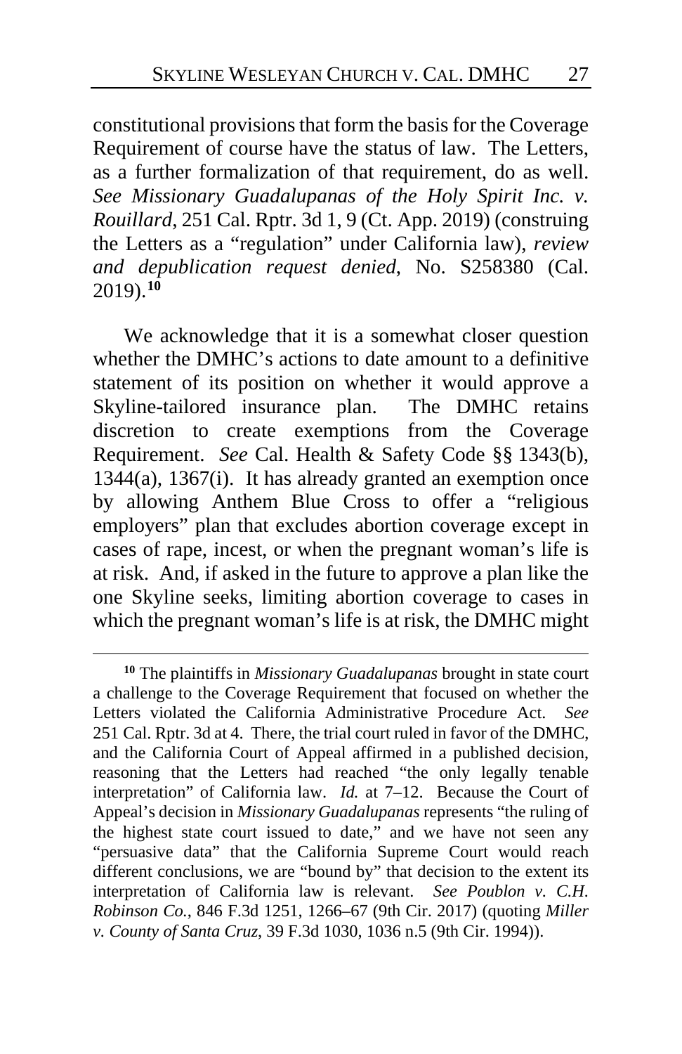constitutional provisions that form the basis for the Coverage Requirement of course have the status of law. The Letters, as a further formalization of that requirement, do as well. *See Missionary Guadalupanas of the Holy Spirit Inc. v. Rouillard*, 251 Cal. Rptr. 3d 1, 9 (Ct. App. 2019) (construing the Letters as a "regulation" under California law), *review and depublication request denied*, No. S258380 (Cal. 2019).**[10]**

We acknowledge that it is a somewhat closer question whether the DMHC's actions to date amount to a definitive statement of its position on whether it would approve a Skyline-tailored insurance plan. The DMHC retains discretion to create exemptions from the Coverage Requirement. *See* Cal. Health & Safety Code §§ 1343(b), 1344(a), 1367(i). It has already granted an exemption once by allowing Anthem Blue Cross to offer a "religious employers" plan that excludes abortion coverage except in cases of rape, incest, or when the pregnant woman's life is at risk. And, if asked in the future to approve a plan like the one Skyline seeks, limiting abortion coverage to cases in which the pregnant woman's life is at risk, the DMHC might

---

**[10]** The plaintiffs in *Missionary Guadalupanas* brought in state court a challenge to the Coverage Requirement that focused on whether the Letters violated the California Administrative Procedure Act. *See* 251 Cal. Rptr. 3d at 4. There, the trial court ruled in favor of the DMHC, and the California Court of Appeal affirmed in a published decision, reasoning that the Letters had reached "the only legally tenable interpretation" of California law. *Id.* at 7–12. Because the Court of Appeal's decision in *Missionary Guadalupanas* represents "the ruling of the highest state court issued to date," and we have not seen any "persuasive data" that the California Supreme Court would reach different conclusions, we are "bound by" that decision to the extent its interpretation of California law is relevant. *See Poublon v. C.H. Robinson Co.*, 846 F.3d 1251, 1266–67 (9th Cir. 2017) (quoting *Miller v. County of Santa Cruz*, 39 F.3d 1030, 1036 n.5 (9th Cir. 1994)).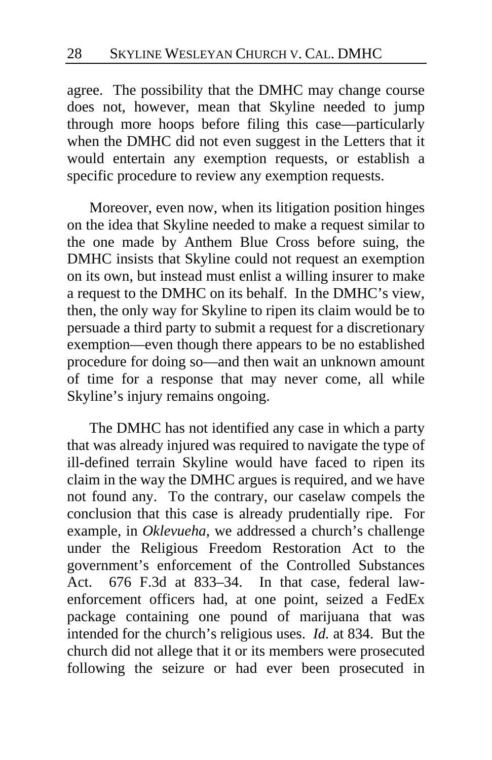agree. The possibility that the DMHC may change course does not, however, mean that Skyline needed to jump through more hoops before filing this case—particularly when the DMHC did not even suggest in the Letters that it would entertain any exemption requests, or establish a specific procedure to review any exemption requests.

Moreover, even now, when its litigation position hinges on the idea that Skyline needed to make a request similar to the one made by Anthem Blue Cross before suing, the DMHC insists that Skyline could not request an exemption on its own, but instead must enlist a willing insurer to make a request to the DMHC on its behalf. In the DMHC's view, then, the only way for Skyline to ripen its claim would be to persuade a third party to submit a request for a discretionary exemption—even though there appears to be no established procedure for doing so—and then wait an unknown amount of time for a response that may never come, all while Skyline's injury remains ongoing.

The DMHC has not identified any case in which a party that was already injured was required to navigate the type of ill-defined terrain Skyline would have faced to ripen its claim in the way the DMHC argues is required, and we have not found any. To the contrary, our caselaw compels the conclusion that this case is already prudentially ripe. For example, in *Oklevueha*, we addressed a church's challenge under the Religious Freedom Restoration Act to the government's enforcement of the Controlled Substances Act. 676 F.3d at 833–34. In that case, federal law-enforcement officers had, at one point, seized a FedEx package containing one pound of marijuana that was intended for the church's religious uses. *Id.* at 834. But the church did not allege that it or its members were prosecuted following the seizure or had ever been prosecuted in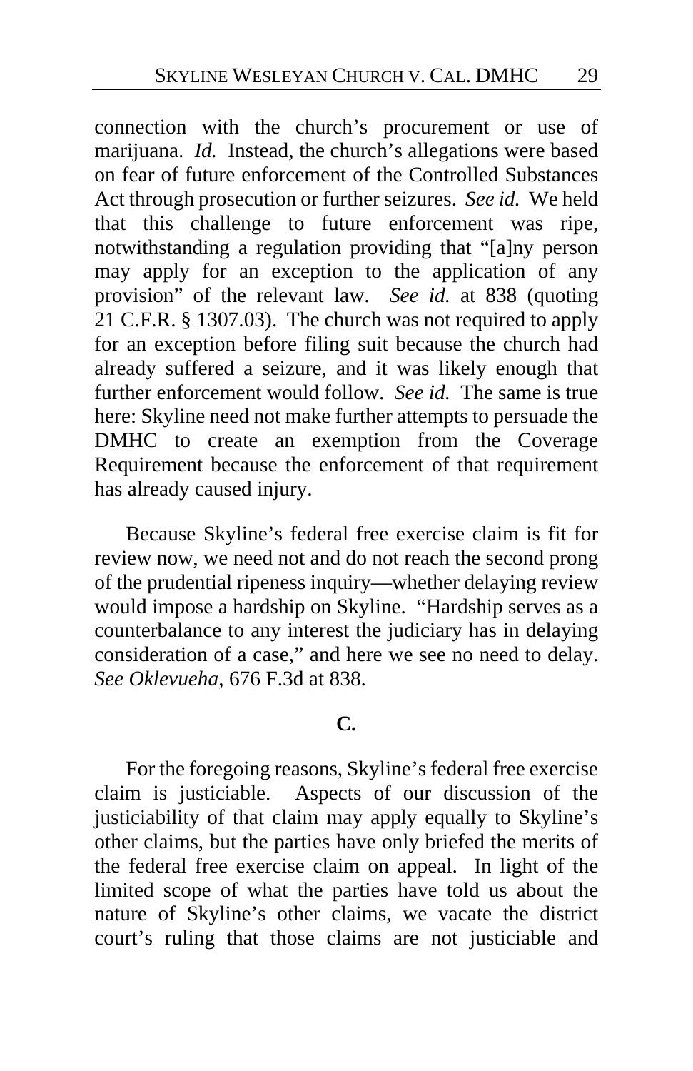connection with the church's procurement or use of marijuana. *Id.* Instead, the church's allegations were based on fear of future enforcement of the Controlled Substances Act through prosecution or further seizures. *See id.* We held that this challenge to future enforcement was ripe, notwithstanding a regulation providing that "[a]ny person may apply for an exception to the application of any provision" of the relevant law. *See id.* at 838 (quoting 21 C.F.R. § 1307.03). The church was not required to apply for an exception before filing suit because the church had already suffered a seizure, and it was likely enough that further enforcement would follow. *See id.* The same is true here: Skyline need not make further attempts to persuade the DMHC to create an exemption from the Coverage Requirement because the enforcement of that requirement has already caused injury.

Because Skyline's federal free exercise claim is fit for review now, we need not and do not reach the second prong of the prudential ripeness inquiry—whether delaying review would impose a hardship on Skyline. "Hardship serves as a counterbalance to any interest the judiciary has in delaying consideration of a case," and here we see no need to delay. *See Oklevueha*, 676 F.3d at 838.

### C.

For the foregoing reasons, Skyline's federal free exercise claim is justiciable. Aspects of our discussion of the justiciability of that claim may apply equally to Skyline's other claims, but the parties have only briefed the merits of the federal free exercise claim on appeal. In light of the limited scope of what the parties have told us about the nature of Skyline's other claims, we vacate the district court's ruling that those claims are not justiciable and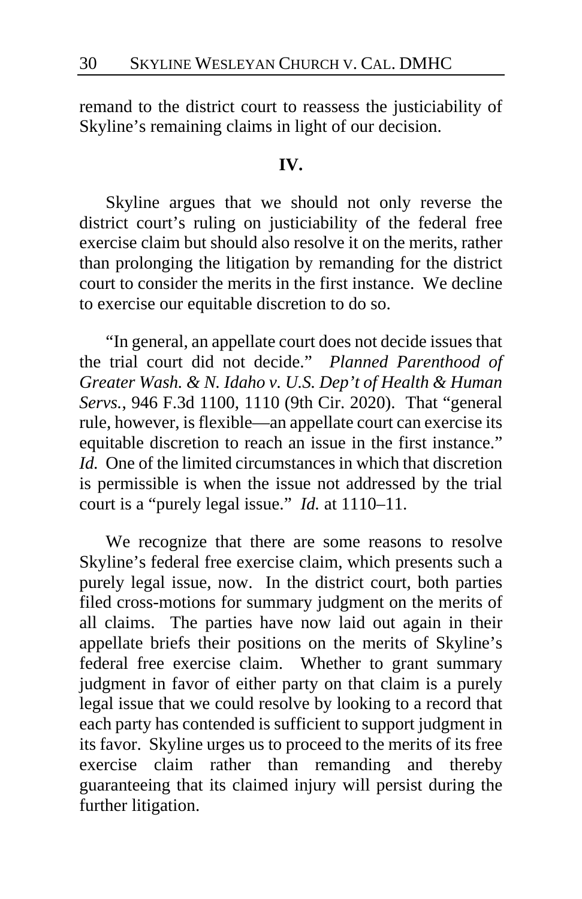remand to the district court to reassess the justiciability of Skyline's remaining claims in light of our decision.

## IV.

Skyline argues that we should not only reverse the district court's ruling on justiciability of the federal free exercise claim but should also resolve it on the merits, rather than prolonging the litigation by remanding for the district court to consider the merits in the first instance. We decline to exercise our equitable discretion to do so.

"In general, an appellate court does not decide issues that the trial court did not decide." *Planned Parenthood of Greater Wash. & N. Idaho v. U.S. Dep't of Health & Human Servs.*, 946 F.3d 1100, 1110 (9th Cir. 2020). That "general rule, however, is flexible—an appellate court can exercise its equitable discretion to reach an issue in the first instance." *Id.* One of the limited circumstances in which that discretion is permissible is when the issue not addressed by the trial court is a "purely legal issue." *Id.* at 1110–11.

We recognize that there are some reasons to resolve Skyline's federal free exercise claim, which presents such a purely legal issue, now. In the district court, both parties filed cross-motions for summary judgment on the merits of all claims. The parties have now laid out again in their appellate briefs their positions on the merits of Skyline's federal free exercise claim. Whether to grant summary judgment in favor of either party on that claim is a purely legal issue that we could resolve by looking to a record that each party has contended is sufficient to support judgment in its favor. Skyline urges us to proceed to the merits of its free exercise claim rather than remanding and thereby guaranteeing that its claimed injury will persist during the further litigation.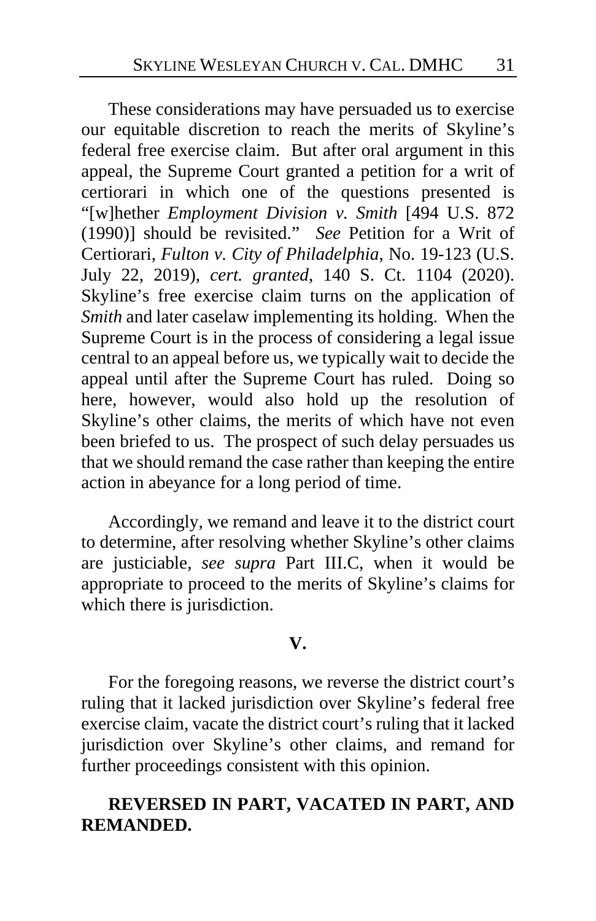These considerations may have persuaded us to exercise our equitable discretion to reach the merits of Skyline's federal free exercise claim. But after oral argument in this appeal, the Supreme Court granted a petition for a writ of certiorari in which one of the questions presented is "[w]hether *Employment Division v. Smith* [494 U.S. 872 (1990)] should be revisited." *See* Petition for a Writ of Certiorari, *Fulton v. City of Philadelphia*, No. 19-123 (U.S. July 22, 2019), *cert. granted*, 140 S. Ct. 1104 (2020). Skyline's free exercise claim turns on the application of *Smith* and later caselaw implementing its holding. When the Supreme Court is in the process of considering a legal issue central to an appeal before us, we typically wait to decide the appeal until after the Supreme Court has ruled. Doing so here, however, would also hold up the resolution of Skyline's other claims, the merits of which have not even been briefed to us. The prospect of such delay persuades us that we should remand the case rather than keeping the entire action in abeyance for a long period of time.

Accordingly, we remand and leave it to the district court to determine, after resolving whether Skyline's other claims are justiciable, *see supra* Part III.C, when it would be appropriate to proceed to the merits of Skyline's claims for which there is jurisdiction.

## V.

For the foregoing reasons, we reverse the district court's ruling that it lacked jurisdiction over Skyline's federal free exercise claim, vacate the district court's ruling that it lacked jurisdiction over Skyline's other claims, and remand for further proceedings consistent with this opinion.

**REVERSED IN PART, VACATED IN PART, AND REMANDED.**